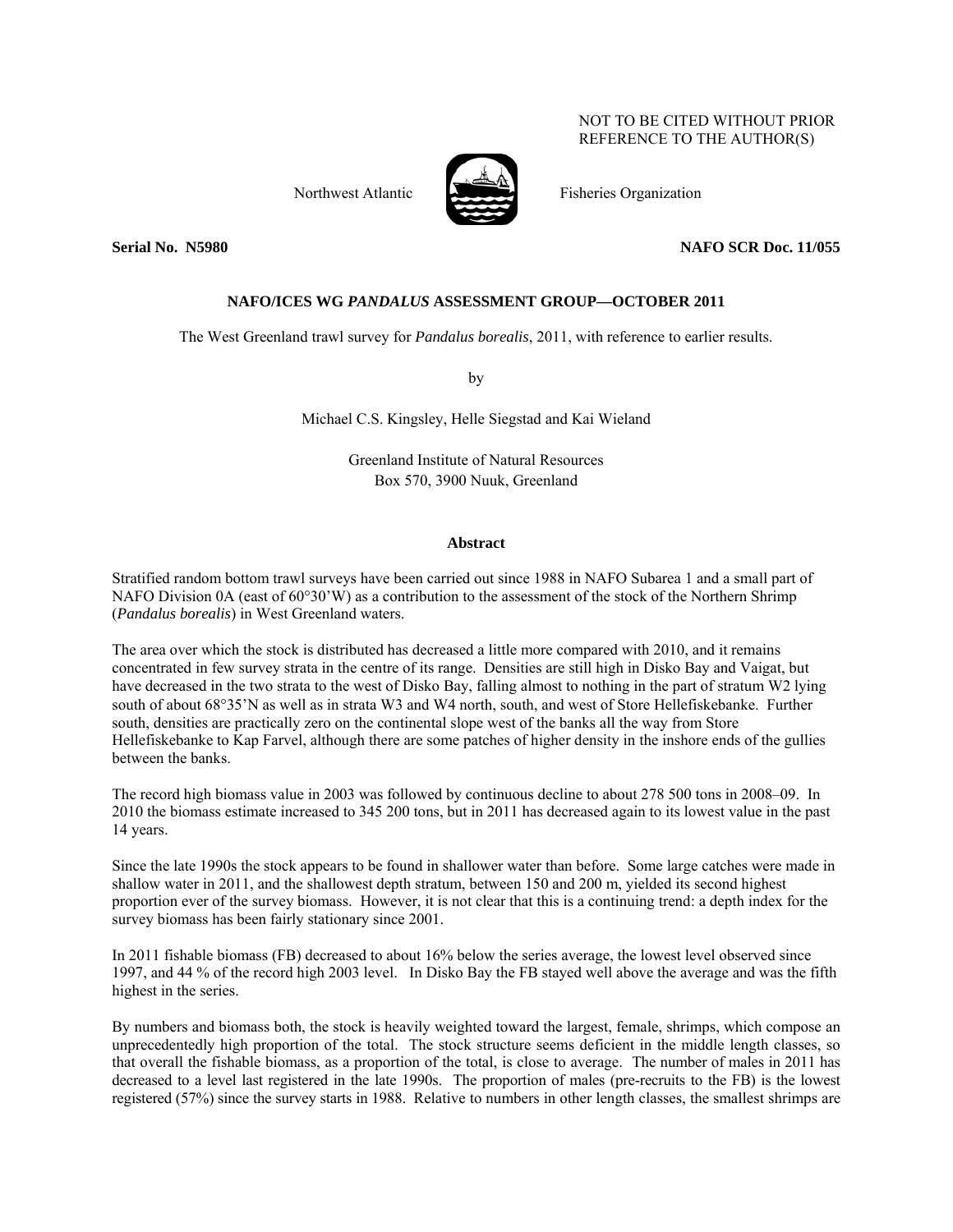NOT TO BE CITED WITHOUT PRIOR REFERENCE TO THE AUTHOR(S)

Northwest Atlantic Fisheries Organization

**Serial No. N5980** **NAFO SCR Doc. 11/055**

**NAFO/ICES WG *PANDALUS* ASSESSMENT GROUP—OCTOBER 2011**

The West Greenland trawl survey for *Pandalus borealis*, 2011, with reference to earlier results.

by

Michael C.S. Kingsley, Helle Siegstad and Kai Wieland

Greenland Institute of Natural Resources
Box 570, 3900 Nuuk, Greenland

## Abstract

Stratified random bottom trawl surveys have been carried out since 1988 in NAFO Subarea 1 and a small part of NAFO Division 0A (east of 60°30'W) as a contribution to the assessment of the stock of the Northern Shrimp (*Pandalus borealis*) in West Greenland waters.

The area over which the stock is distributed has decreased a little more compared with 2010, and it remains concentrated in few survey strata in the centre of its range. Densities are still high in Disko Bay and Vaigat, but have decreased in the two strata to the west of Disko Bay, falling almost to nothing in the part of stratum W2 lying south of about 68°35'N as well as in strata W3 and W4 north, south, and west of Store Hellefiskebanke. Further south, densities are practically zero on the continental slope west of the banks all the way from Store Hellefiskebanke to Kap Farvel, although there are some patches of higher density in the inshore ends of the gullies between the banks.

The record high biomass value in 2003 was followed by continuous decline to about 278 500 tons in 2008–09. In 2010 the biomass estimate increased to 345 200 tons, but in 2011 has decreased again to its lowest value in the past 14 years.

Since the late 1990s the stock appears to be found in shallower water than before. Some large catches were made in shallow water in 2011, and the shallowest depth stratum, between 150 and 200 m, yielded its second highest proportion ever of the survey biomass. However, it is not clear that this is a continuing trend: a depth index for the survey biomass has been fairly stationary since 2001.

In 2011 fishable biomass (FB) decreased to about 16% below the series average, the lowest level observed since 1997, and 44 % of the record high 2003 level. In Disko Bay the FB stayed well above the average and was the fifth highest in the series.

By numbers and biomass both, the stock is heavily weighted toward the largest, female, shrimps, which compose an unprecedentedly high proportion of the total. The stock structure seems deficient in the middle length classes, so that overall the fishable biomass, as a proportion of the total, is close to average. The number of males in 2011 has decreased to a level last registered in the late 1990s. The proportion of males (pre-recruits to the FB) is the lowest registered (57%) since the survey starts in 1988. Relative to numbers in other length classes, the smallest shrimps are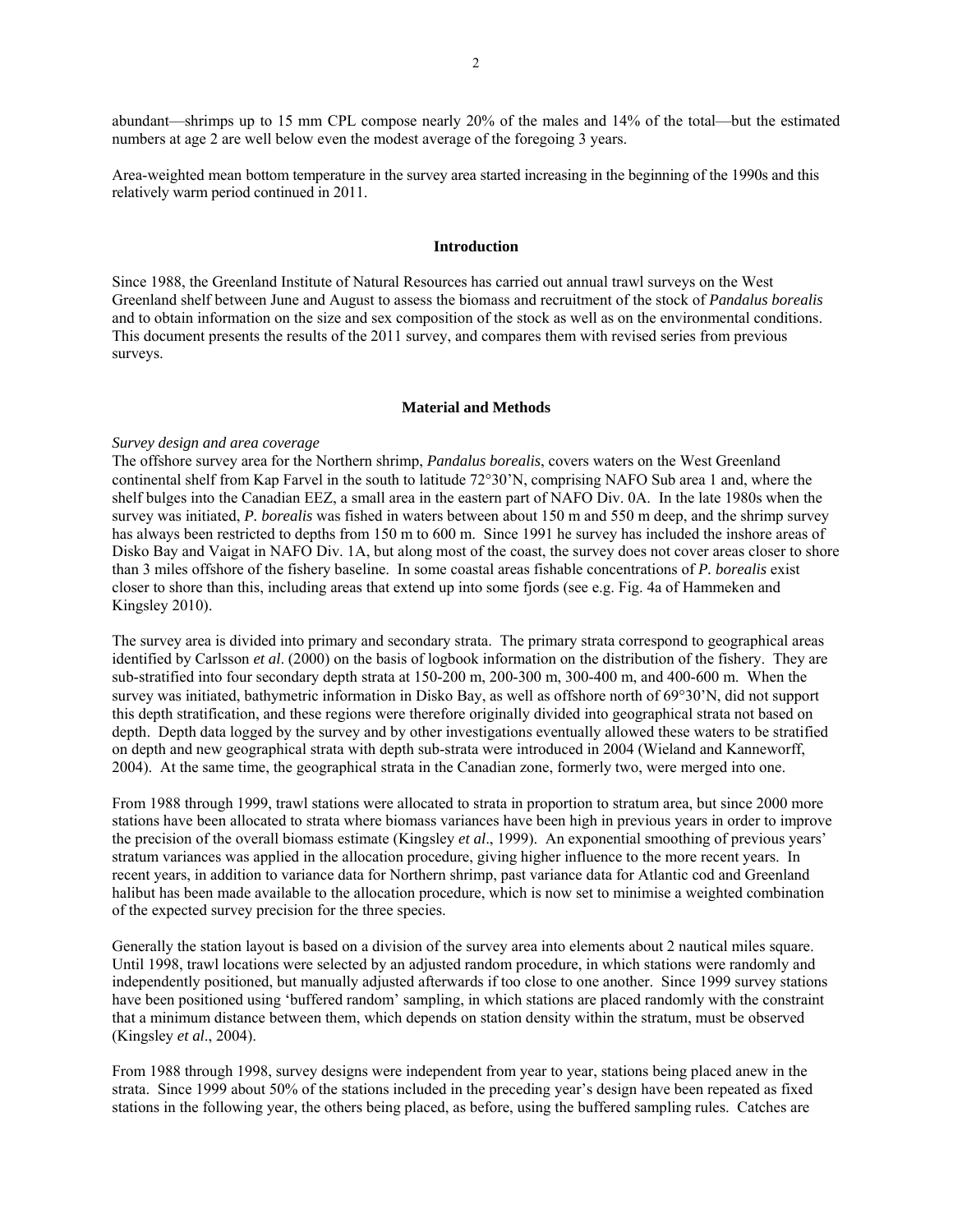abundant—shrimps up to 15 mm CPL compose nearly 20% of the males and 14% of the total—but the estimated numbers at age 2 are well below even the modest average of the foregoing 3 years.

Area-weighted mean bottom temperature in the survey area started increasing in the beginning of the 1990s and this relatively warm period continued in 2011.

## Introduction

Since 1988, the Greenland Institute of Natural Resources has carried out annual trawl surveys on the West Greenland shelf between June and August to assess the biomass and recruitment of the stock of *Pandalus borealis* and to obtain information on the size and sex composition of the stock as well as on the environmental conditions. This document presents the results of the 2011 survey, and compares them with revised series from previous surveys.

## Material and Methods

*Survey design and area coverage*

The offshore survey area for the Northern shrimp, *Pandalus borealis*, covers waters on the West Greenland continental shelf from Kap Farvel in the south to latitude 72°30'N, comprising NAFO Sub area 1 and, where the shelf bulges into the Canadian EEZ, a small area in the eastern part of NAFO Div. 0A. In the late 1980s when the survey was initiated, *P. borealis* was fished in waters between about 150 m and 550 m deep, and the shrimp survey has always been restricted to depths from 150 m to 600 m. Since 1991 he survey has included the inshore areas of Disko Bay and Vaigat in NAFO Div. 1A, but along most of the coast, the survey does not cover areas closer to shore than 3 miles offshore of the fishery baseline. In some coastal areas fishable concentrations of *P. borealis* exist closer to shore than this, including areas that extend up into some fjords (see e.g. Fig. 4a of Hammeken and Kingsley 2010).

The survey area is divided into primary and secondary strata. The primary strata correspond to geographical areas identified by Carlsson *et al*. (2000) on the basis of logbook information on the distribution of the fishery. They are sub-stratified into four secondary depth strata at 150-200 m, 200-300 m, 300-400 m, and 400-600 m. When the survey was initiated, bathymetric information in Disko Bay, as well as offshore north of 69°30'N, did not support this depth stratification, and these regions were therefore originally divided into geographical strata not based on depth. Depth data logged by the survey and by other investigations eventually allowed these waters to be stratified on depth and new geographical strata with depth sub-strata were introduced in 2004 (Wieland and Kanneworff, 2004). At the same time, the geographical strata in the Canadian zone, formerly two, were merged into one.

From 1988 through 1999, trawl stations were allocated to strata in proportion to stratum area, but since 2000 more stations have been allocated to strata where biomass variances have been high in previous years in order to improve the precision of the overall biomass estimate (Kingsley *et al*., 1999). An exponential smoothing of previous years' stratum variances was applied in the allocation procedure, giving higher influence to the more recent years. In recent years, in addition to variance data for Northern shrimp, past variance data for Atlantic cod and Greenland halibut has been made available to the allocation procedure, which is now set to minimise a weighted combination of the expected survey precision for the three species.

Generally the station layout is based on a division of the survey area into elements about 2 nautical miles square. Until 1998, trawl locations were selected by an adjusted random procedure, in which stations were randomly and independently positioned, but manually adjusted afterwards if too close to one another. Since 1999 survey stations have been positioned using 'buffered random' sampling, in which stations are placed randomly with the constraint that a minimum distance between them, which depends on station density within the stratum, must be observed (Kingsley *et al*., 2004).

From 1988 through 1998, survey designs were independent from year to year, stations being placed anew in the strata. Since 1999 about 50% of the stations included in the preceding year's design have been repeated as fixed stations in the following year, the others being placed, as before, using the buffered sampling rules. Catches are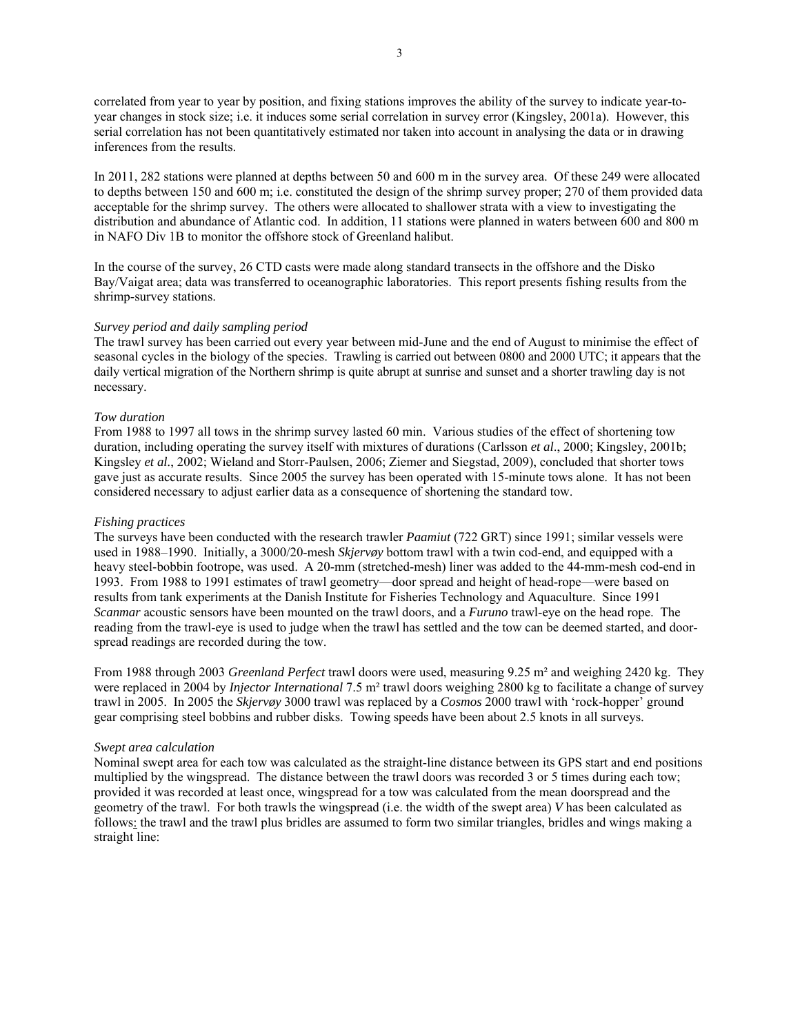correlated from year to year by position, and fixing stations improves the ability of the survey to indicate year-to-year changes in stock size; i.e. it induces some serial correlation in survey error (Kingsley, 2001a). However, this serial correlation has not been quantitatively estimated nor taken into account in analysing the data or in drawing inferences from the results.

In 2011, 282 stations were planned at depths between 50 and 600 m in the survey area. Of these 249 were allocated to depths between 150 and 600 m; i.e. constituted the design of the shrimp survey proper; 270 of them provided data acceptable for the shrimp survey. The others were allocated to shallower strata with a view to investigating the distribution and abundance of Atlantic cod. In addition, 11 stations were planned in waters between 600 and 800 m in NAFO Div 1B to monitor the offshore stock of Greenland halibut.

In the course of the survey, 26 CTD casts were made along standard transects in the offshore and the Disko Bay/Vaigat area; data was transferred to oceanographic laboratories. This report presents fishing results from the shrimp-survey stations.

*Survey period and daily sampling period*

The trawl survey has been carried out every year between mid-June and the end of August to minimise the effect of seasonal cycles in the biology of the species. Trawling is carried out between 0800 and 2000 UTC; it appears that the daily vertical migration of the Northern shrimp is quite abrupt at sunrise and sunset and a shorter trawling day is not necessary.

*Tow duration*

From 1988 to 1997 all tows in the shrimp survey lasted 60 min. Various studies of the effect of shortening tow duration, including operating the survey itself with mixtures of durations (Carlsson *et al*., 2000; Kingsley, 2001b; Kingsley *et al*., 2002; Wieland and Storr-Paulsen, 2006; Ziemer and Siegstad, 2009), concluded that shorter tows gave just as accurate results. Since 2005 the survey has been operated with 15-minute tows alone. It has not been considered necessary to adjust earlier data as a consequence of shortening the standard tow.

*Fishing practices*

The surveys have been conducted with the research trawler *Paamiut* (722 GRT) since 1991; similar vessels were used in 1988–1990. Initially, a 3000/20-mesh *Skjervøy* bottom trawl with a twin cod-end, and equipped with a heavy steel-bobbin footrope, was used. A 20-mm (stretched-mesh) liner was added to the 44-mm-mesh cod-end in 1993. From 1988 to 1991 estimates of trawl geometry—door spread and height of head-rope—were based on results from tank experiments at the Danish Institute for Fisheries Technology and Aquaculture. Since 1991 *Scanmar* acoustic sensors have been mounted on the trawl doors, and a *Furuno* trawl-eye on the head rope. The reading from the trawl-eye is used to judge when the trawl has settled and the tow can be deemed started, and door-spread readings are recorded during the tow.

From 1988 through 2003 *Greenland Perfect* trawl doors were used, measuring 9.25 m² and weighing 2420 kg. They were replaced in 2004 by *Injector International* 7.5 m² trawl doors weighing 2800 kg to facilitate a change of survey trawl in 2005. In 2005 the *Skjervøy* 3000 trawl was replaced by a *Cosmos* 2000 trawl with 'rock-hopper' ground gear comprising steel bobbins and rubber disks. Towing speeds have been about 2.5 knots in all surveys.

*Swept area calculation*

Nominal swept area for each tow was calculated as the straight-line distance between its GPS start and end positions multiplied by the wingspread. The distance between the trawl doors was recorded 3 or 5 times during each tow; provided it was recorded at least once, wingspread for a tow was calculated from the mean doorspread and the geometry of the trawl. For both trawls the wingspread (i.e. the width of the swept area) $V$ has been calculated as follows: the trawl and the trawl plus bridles are assumed to form two similar triangles, bridles and wings making a straight line: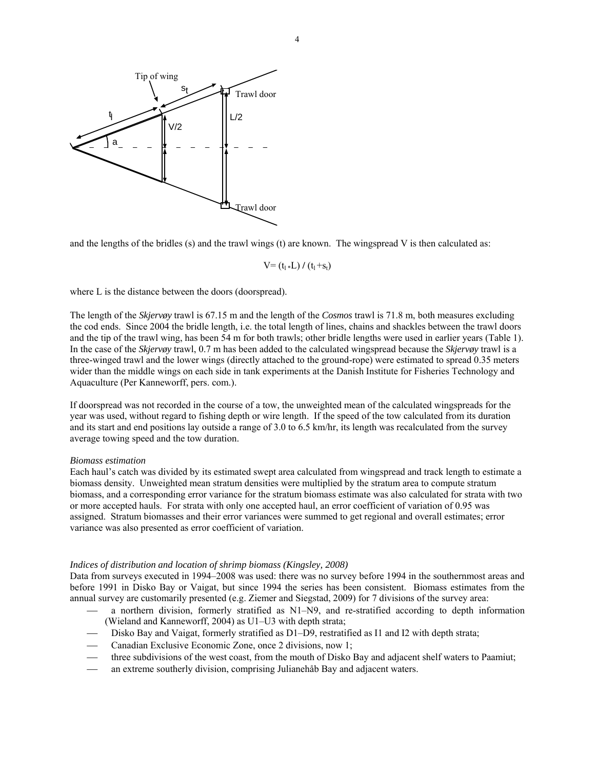Tip of wing

$s_t$

Trawl door

$t_l$

V/2

L/2

a

Trawl door

and the lengths of the bridles (s) and the trawl wings (t) are known. The wingspread V is then calculated as:

$$V = (t_l * L) / (t_l + s_t)$$

where L is the distance between the doors (doorspread).

The length of the *Skjervøy* trawl is 67.15 m and the length of the *Cosmos* trawl is 71.8 m, both measures excluding the cod ends. Since 2004 the bridle length, i.e. the total length of lines, chains and shackles between the trawl doors and the tip of the trawl wing, has been 54 m for both trawls; other bridle lengths were used in earlier years (Table 1). In the case of the *Skjervøy* trawl, 0.7 m has been added to the calculated wingspread because the *Skjervøy* trawl is a three-winged trawl and the lower wings (directly attached to the ground-rope) were estimated to spread 0.35 meters wider than the middle wings on each side in tank experiments at the Danish Institute for Fisheries Technology and Aquaculture (Per Kanneworff, pers. com.).

If doorspread was not recorded in the course of a tow, the unweighted mean of the calculated wingspreads for the year was used, without regard to fishing depth or wire length. If the speed of the tow calculated from its duration and its start and end positions lay outside a range of 3.0 to 6.5 km/hr, its length was recalculated from the survey average towing speed and the tow duration.

*Biomass estimation*

Each haul's catch was divided by its estimated swept area calculated from wingspread and track length to estimate a biomass density. Unweighted mean stratum densities were multiplied by the stratum area to compute stratum biomass, and a corresponding error variance for the stratum biomass estimate was also calculated for strata with two or more accepted hauls. For strata with only one accepted haul, an error coefficient of variation of 0.95 was assigned. Stratum biomasses and their error variances were summed to get regional and overall estimates; error variance was also presented as error coefficient of variation.

*Indices of distribution and location of shrimp biomass (Kingsley, 2008)*

Data from surveys executed in 1994–2008 was used: there was no survey before 1994 in the southernmost areas and before 1991 in Disko Bay or Vaigat, but since 1994 the series has been consistent. Biomass estimates from the annual survey are customarily presented (e.g. Ziemer and Siegstad, 2009) for 7 divisions of the survey area:

- a northern division, formerly stratified as N1–N9, and re-stratified according to depth information (Wieland and Kanneworff, 2004) as U1–U3 with depth strata;
- Disko Bay and Vaigat, formerly stratified as D1–D9, restratified as I1 and I2 with depth strata;
- Canadian Exclusive Economic Zone, once 2 divisions, now 1;
- three subdivisions of the west coast, from the mouth of Disko Bay and adjacent shelf waters to Paamiut;
- an extreme southerly division, comprising Julianehåb Bay and adjacent waters.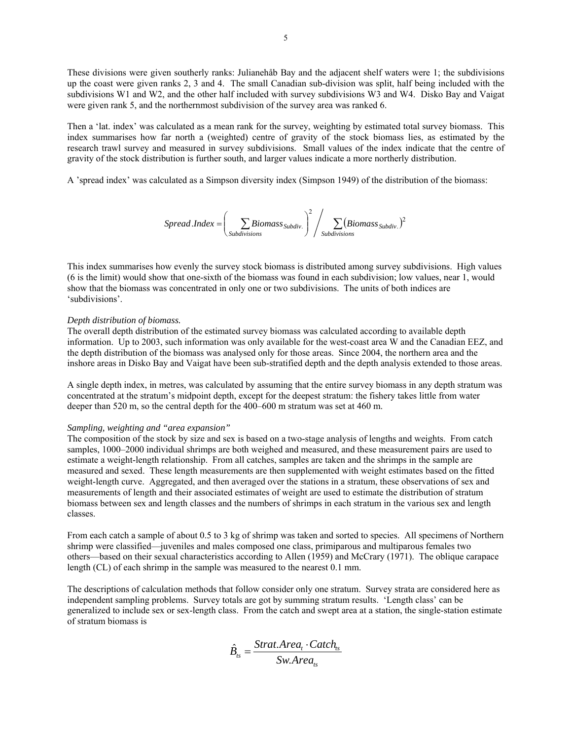These divisions were given southerly ranks: Julianehåb Bay and the adjacent shelf waters were 1; the subdivisions up the coast were given ranks 2, 3 and 4. The small Canadian sub-division was split, half being included with the subdivisions W1 and W2, and the other half included with survey subdivisions W3 and W4. Disko Bay and Vaigat were given rank 5, and the northernmost subdivision of the survey area was ranked 6.

Then a 'lat. index' was calculated as a mean rank for the survey, weighting by estimated total survey biomass. This index summarises how far north a (weighted) centre of gravity of the stock biomass lies, as estimated by the research trawl survey and measured in survey subdivisions. Small values of the index indicate that the centre of gravity of the stock distribution is further south, and larger values indicate a more northerly distribution.

A 'spread index' was calculated as a Simpson diversity index (Simpson 1949) of the distribution of the biomass:

$$Spread.Index = \left( \sum_{Subdivisions} Biomass_{Subdiv.} \right)^2 \Bigg/ \sum_{Subdivisions} \left( Biomass_{Subdiv.} \right)^2$$

This index summarises how evenly the survey stock biomass is distributed among survey subdivisions. High values (6 is the limit) would show that one-sixth of the biomass was found in each subdivision; low values, near 1, would show that the biomass was concentrated in only one or two subdivisions. The units of both indices are 'subdivisions'.

*Depth distribution of biomass.*

The overall depth distribution of the estimated survey biomass was calculated according to available depth information. Up to 2003, such information was only available for the west-coast area W and the Canadian EEZ, and the depth distribution of the biomass was analysed only for those areas. Since 2004, the northern area and the inshore areas in Disko Bay and Vaigat have been sub-stratified depth and the depth analysis extended to those areas.

A single depth index, in metres, was calculated by assuming that the entire survey biomass in any depth stratum was concentrated at the stratum's midpoint depth, except for the deepest stratum: the fishery takes little from water deeper than 520 m, so the central depth for the 400–600 m stratum was set at 460 m.

*Sampling, weighting and "area expansion"*

The composition of the stock by size and sex is based on a two-stage analysis of lengths and weights. From catch samples, 1000–2000 individual shrimps are both weighed and measured, and these measurement pairs are used to estimate a weight-length relationship. From all catches, samples are taken and the shrimps in the sample are measured and sexed. These length measurements are then supplemented with weight estimates based on the fitted weight-length curve. Aggregated, and then averaged over the stations in a stratum, these observations of sex and measurements of length and their associated estimates of weight are used to estimate the distribution of stratum biomass between sex and length classes and the numbers of shrimps in each stratum in the various sex and length classes.

From each catch a sample of about 0.5 to 3 kg of shrimp was taken and sorted to species. All specimens of Northern shrimp were classified—juveniles and males composed one class, primiparous and multiparous females two others—based on their sexual characteristics according to Allen (1959) and McCrary (1971). The oblique carapace length (CL) of each shrimp in the sample was measured to the nearest 0.1 mm.

The descriptions of calculation methods that follow consider only one stratum. Survey strata are considered here as independent sampling problems. Survey totals are got by summing stratum results. 'Length class' can be generalized to include sex or sex-length class. From the catch and swept area at a station, the single-station estimate of stratum biomass is

$$\hat{B}_{ts} = \frac{Strat.Area_t \cdot Catch_{ts}}{Sw.Area_{ts}}$$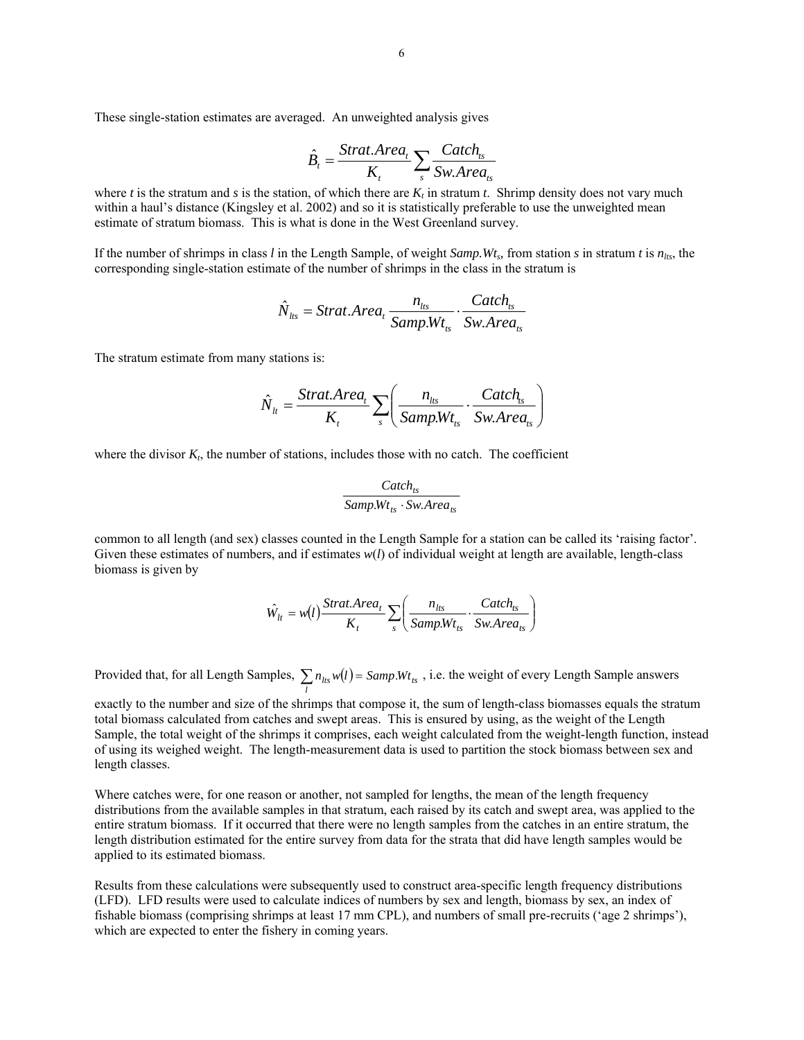These single-station estimates are averaged. An unweighted analysis gives

$$\hat{B}_t = \frac{Strat.Area_t}{K_t} \sum_s \frac{Catch_{ts}}{Sw.Area_{ts}}$$

where $t$ is the stratum and $s$ is the station, of which there are $K_t$ in stratum $t$. Shrimp density does not vary much within a haul's distance (Kingsley et al. 2002) and so it is statistically preferable to use the unweighted mean estimate of stratum biomass. This is what is done in the West Greenland survey.

If the number of shrimps in class $l$ in the Length Sample, of weight $Samp.Wt_s$, from station $s$ in stratum $t$ is $n_{lts}$, the corresponding single-station estimate of the number of shrimps in the class in the stratum is

$$\hat{N}_{lts} = Strat.Area_t \frac{n_{lts}}{Samp.Wt_{ts}} \cdot \frac{Catch_{ts}}{Sw.Area_{ts}}$$

The stratum estimate from many stations is:

$$\hat{N}_{lt} = \frac{Strat.Area_t}{K_t} \sum_s \left( \frac{n_{lts}}{Samp.Wt_{ts}} \cdot \frac{Catch_{ts}}{Sw.Area_{ts}} \right)$$

where the divisor $K_t$, the number of stations, includes those with no catch. The coefficient

$$\frac{Catch_{ts}}{Samp.Wt_{ts} \cdot Sw.Area_{ts}}$$

common to all length (and sex) classes counted in the Length Sample for a station can be called its 'raising factor'. Given these estimates of numbers, and if estimates $w(l)$ of individual weight at length are available, length-class biomass is given by

$$\hat{W}_{lt} = w(l) \frac{Strat.Area_t}{K_t} \sum_s \left( \frac{n_{lts}}{Samp.Wt_{ts}} \cdot \frac{Catch_{ts}}{Sw.Area_{ts}} \right)$$

Provided that, for all Length Samples, $\sum_l n_{lts} w(l) = Samp.Wt_{ts}$, i.e. the weight of every Length Sample answers exactly to the number and size of the shrimps that compose it, the sum of length-class biomasses equals the stratum total biomass calculated from catches and swept areas. This is ensured by using, as the weight of the Length Sample, the total weight of the shrimps it comprises, each weight calculated from the weight-length function, instead of using its weighed weight. The length-measurement data is used to partition the stock biomass between sex and length classes.

Where catches were, for one reason or another, not sampled for lengths, the mean of the length frequency distributions from the available samples in that stratum, each raised by its catch and swept area, was applied to the entire stratum biomass. If it occurred that there were no length samples from the catches in an entire stratum, the length distribution estimated for the entire survey from data for the strata that did have length samples would be applied to its estimated biomass.

Results from these calculations were subsequently used to construct area-specific length frequency distributions (LFD). LFD results were used to calculate indices of numbers by sex and length, biomass by sex, an index of fishable biomass (comprising shrimps at least 17 mm CPL), and numbers of small pre-recruits ('age 2 shrimps'), which are expected to enter the fishery in coming years.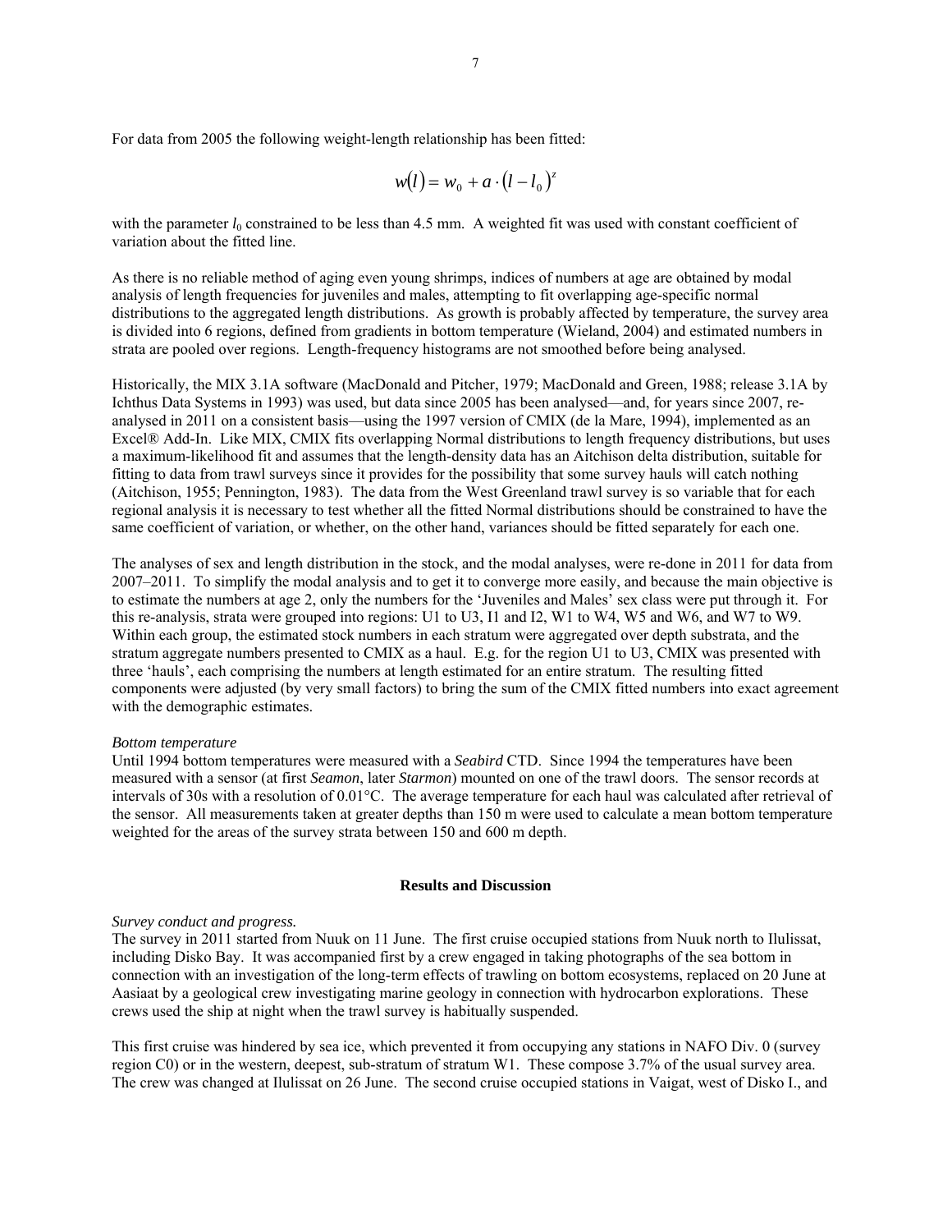For data from 2005 the following weight-length relationship has been fitted:

$$w(l) = w_0 + a \cdot (l - l_0)^z$$

with the parameter $l_0$ constrained to be less than 4.5 mm. A weighted fit was used with constant coefficient of variation about the fitted line.

As there is no reliable method of aging even young shrimps, indices of numbers at age are obtained by modal analysis of length frequencies for juveniles and males, attempting to fit overlapping age-specific normal distributions to the aggregated length distributions. As growth is probably affected by temperature, the survey area is divided into 6 regions, defined from gradients in bottom temperature (Wieland, 2004) and estimated numbers in strata are pooled over regions. Length-frequency histograms are not smoothed before being analysed.

Historically, the MIX 3.1A software (MacDonald and Pitcher, 1979; MacDonald and Green, 1988; release 3.1A by Ichthus Data Systems in 1993) was used, but data since 2005 has been analysed—and, for years since 2007, re-analysed in 2011 on a consistent basis—using the 1997 version of CMIX (de la Mare, 1994), implemented as an Excel® Add-In. Like MIX, CMIX fits overlapping Normal distributions to length frequency distributions, but uses a maximum-likelihood fit and assumes that the length-density data has an Aitchison delta distribution, suitable for fitting to data from trawl surveys since it provides for the possibility that some survey hauls will catch nothing (Aitchison, 1955; Pennington, 1983). The data from the West Greenland trawl survey is so variable that for each regional analysis it is necessary to test whether all the fitted Normal distributions should be constrained to have the same coefficient of variation, or whether, on the other hand, variances should be fitted separately for each one.

The analyses of sex and length distribution in the stock, and the modal analyses, were re-done in 2011 for data from 2007–2011. To simplify the modal analysis and to get it to converge more easily, and because the main objective is to estimate the numbers at age 2, only the numbers for the 'Juveniles and Males' sex class were put through it. For this re-analysis, strata were grouped into regions: U1 to U3, I1 and I2, W1 to W4, W5 and W6, and W7 to W9. Within each group, the estimated stock numbers in each stratum were aggregated over depth substrata, and the stratum aggregate numbers presented to CMIX as a haul. E.g. for the region U1 to U3, CMIX was presented with three 'hauls', each comprising the numbers at length estimated for an entire stratum. The resulting fitted components were adjusted (by very small factors) to bring the sum of the CMIX fitted numbers into exact agreement with the demographic estimates.

*Bottom temperature*

Until 1994 bottom temperatures were measured with a *Seabird* CTD. Since 1994 the temperatures have been measured with a sensor (at first *Seamon*, later *Starmon*) mounted on one of the trawl doors. The sensor records at intervals of 30s with a resolution of 0.01°C. The average temperature for each haul was calculated after retrieval of the sensor. All measurements taken at greater depths than 150 m were used to calculate a mean bottom temperature weighted for the areas of the survey strata between 150 and 600 m depth.

## Results and Discussion

*Survey conduct and progress.*

The survey in 2011 started from Nuuk on 11 June. The first cruise occupied stations from Nuuk north to Ilulissat, including Disko Bay. It was accompanied first by a crew engaged in taking photographs of the sea bottom in connection with an investigation of the long-term effects of trawling on bottom ecosystems, replaced on 20 June at Aasiaat by a geological crew investigating marine geology in connection with hydrocarbon explorations. These crews used the ship at night when the trawl survey is habitually suspended.

This first cruise was hindered by sea ice, which prevented it from occupying any stations in NAFO Div. 0 (survey region C0) or in the western, deepest, sub-stratum of stratum W1. These compose 3.7% of the usual survey area. The crew was changed at Ilulissat on 26 June. The second cruise occupied stations in Vaigat, west of Disko I., and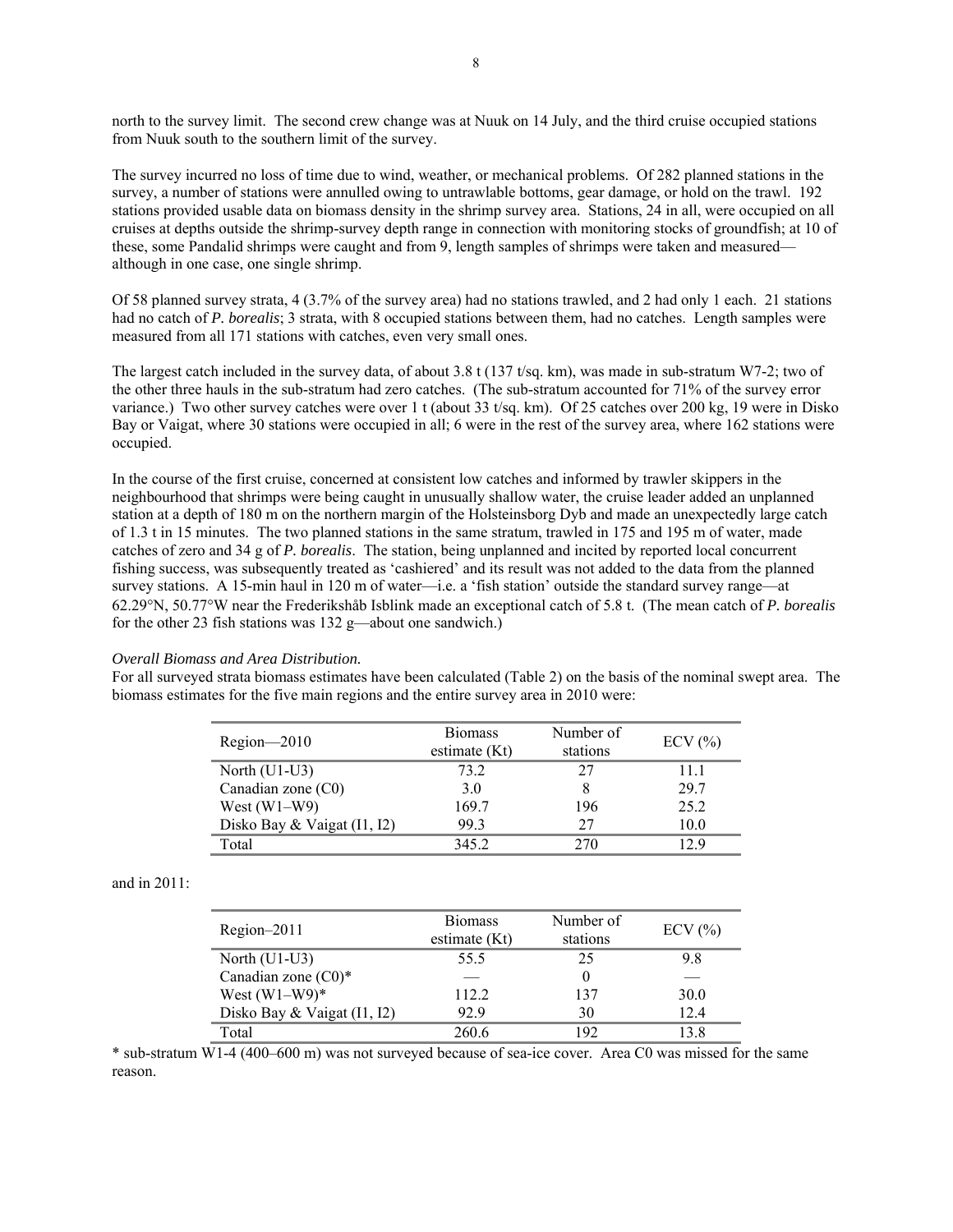north to the survey limit. The second crew change was at Nuuk on 14 July, and the third cruise occupied stations from Nuuk south to the southern limit of the survey.

The survey incurred no loss of time due to wind, weather, or mechanical problems. Of 282 planned stations in the survey, a number of stations were annulled owing to untrawlable bottoms, gear damage, or hold on the trawl. 192 stations provided usable data on biomass density in the shrimp survey area. Stations, 24 in all, were occupied on all cruises at depths outside the shrimp-survey depth range in connection with monitoring stocks of groundfish; at 10 of these, some Pandalid shrimps were caught and from 9, length samples of shrimps were taken and measured—although in one case, one single shrimp.

Of 58 planned survey strata, 4 (3.7% of the survey area) had no stations trawled, and 2 had only 1 each. 21 stations had no catch of *P. borealis*; 3 strata, with 8 occupied stations between them, had no catches. Length samples were measured from all 171 stations with catches, even very small ones.

The largest catch included in the survey data, of about 3.8 t (137 t/sq. km), was made in sub-stratum W7-2; two of the other three hauls in the sub-stratum had zero catches. (The sub-stratum accounted for 71% of the survey error variance.) Two other survey catches were over 1 t (about 33 t/sq. km). Of 25 catches over 200 kg, 19 were in Disko Bay or Vaigat, where 30 stations were occupied in all; 6 were in the rest of the survey area, where 162 stations were occupied.

In the course of the first cruise, concerned at consistent low catches and informed by trawler skippers in the neighbourhood that shrimps were being caught in unusually shallow water, the cruise leader added an unplanned station at a depth of 180 m on the northern margin of the Holsteinsborg Dyb and made an unexpectedly large catch of 1.3 t in 15 minutes. The two planned stations in the same stratum, trawled in 175 and 195 m of water, made catches of zero and 34 g of *P. borealis*. The station, being unplanned and incited by reported local concurrent fishing success, was subsequently treated as 'cashiered' and its result was not added to the data from the planned survey stations. A 15-min haul in 120 m of water—i.e. a 'fish station' outside the standard survey range—at 62.29°N, 50.77°W near the Frederikshåb Isblink made an exceptional catch of 5.8 t. (The mean catch of *P. borealis* for the other 23 fish stations was 132 g—about one sandwich.)

*Overall Biomass and Area Distribution.*

For all surveyed strata biomass estimates have been calculated (Table 2) on the basis of the nominal swept area. The biomass estimates for the five main regions and the entire survey area in 2010 were:

| Region—2010 | Biomass estimate (Kt) | Number of stations | ECV (%) |
|---|---|---|---|
| North (U1-U3) | 73.2 | 27 | 11.1 |
| Canadian zone (C0) | 3.0 | 8 | 29.7 |
| West (W1–W9) | 169.7 | 196 | 25.2 |
| Disko Bay & Vaigat (I1, I2) | 99.3 | 27 | 10.0 |
| Total | 345.2 | 270 | 12.9 |

and in 2011:

| Region–2011 | Biomass estimate (Kt) | Number of stations | ECV (%) |
|---|---|---|---|
| North (U1-U3) | 55.5 | 25 | 9.8 |
| Canadian zone (C0)* | — | 0 | — |
| West (W1–W9)* | 112.2 | 137 | 30.0 |
| Disko Bay & Vaigat (I1, I2) | 92.9 | 30 | 12.4 |
| Total | 260.6 | 192 | 13.8 |

* sub-stratum W1-4 (400–600 m) was not surveyed because of sea-ice cover. Area C0 was missed for the same reason.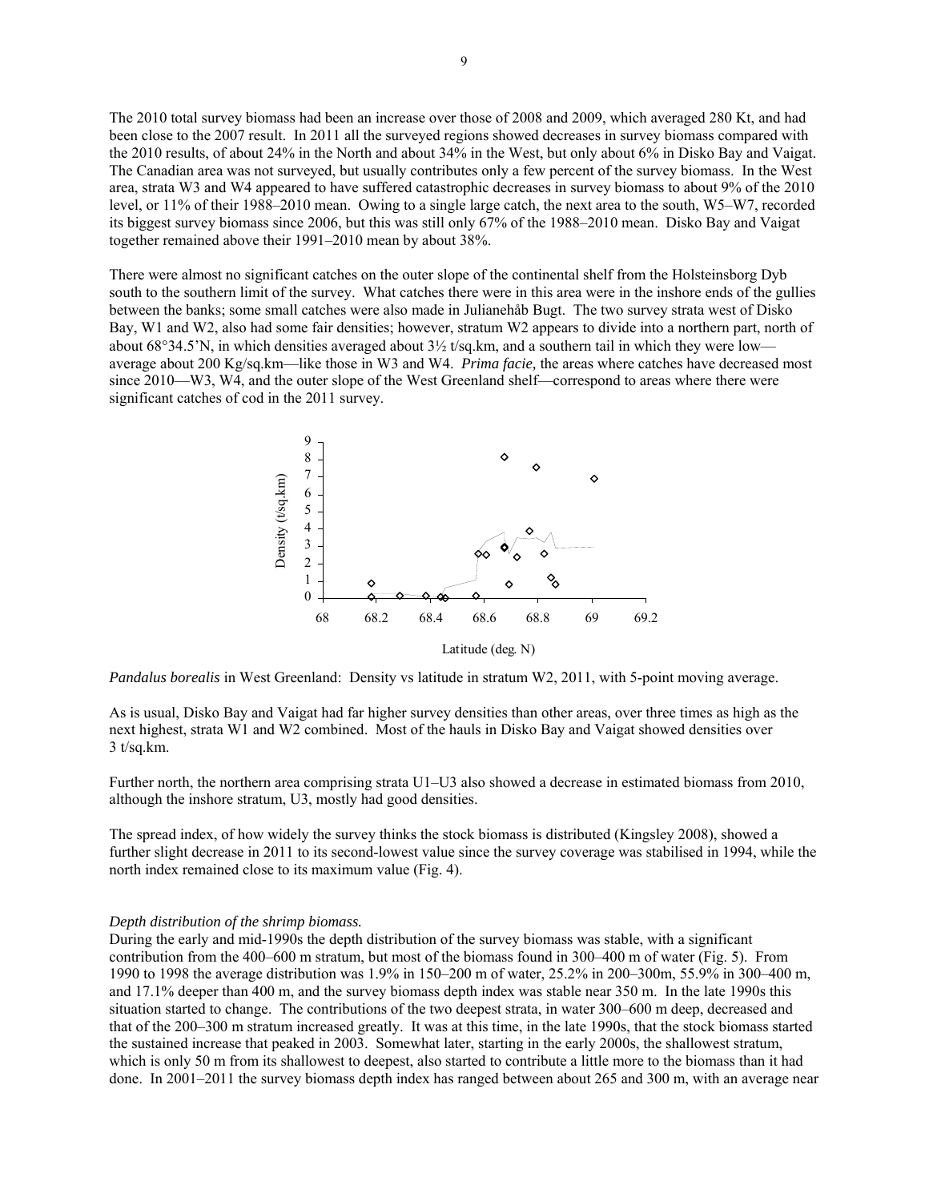The 2010 total survey biomass had been an increase over those of 2008 and 2009, which averaged 280 Kt, and had been close to the 2007 result. In 2011 all the surveyed regions showed decreases in survey biomass compared with the 2010 results, of about 24% in the North and about 34% in the West, but only about 6% in Disko Bay and Vaigat. The Canadian area was not surveyed, but usually contributes only a few percent of the survey biomass. In the West area, strata W3 and W4 appeared to have suffered catastrophic decreases in survey biomass to about 9% of the 2010 level, or 11% of their 1988–2010 mean. Owing to a single large catch, the next area to the south, W5–W7, recorded its biggest survey biomass since 2006, but this was still only 67% of the 1988–2010 mean. Disko Bay and Vaigat together remained above their 1991–2010 mean by about 38%.

There were almost no significant catches on the outer slope of the continental shelf from the Holsteinsborg Dyb south to the southern limit of the survey. What catches there were in this area were in the inshore ends of the gullies between the banks; some small catches were also made in Julianehåb Bugt. The two survey strata west of Disko Bay, W1 and W2, also had some fair densities; however, stratum W2 appears to divide into a northern part, north of about 68°34.5'N, in which densities averaged about 3½ t/sq.km, and a southern tail in which they were low—average about 200 Kg/sq.km—like those in W3 and W4. *Prima facie,* the areas where catches have decreased most since 2010—W3, W4, and the outer slope of the West Greenland shelf—correspond to areas where there were significant catches of cod in the 2011 survey.

Density (t/sq.km)
0
1
2
3
4
5
6
7
8
9
68
68.2
68.4
68.6
68.8
69
69.2
Latitude (deg. N)

*Pandalus borealis* in West Greenland: Density vs latitude in stratum W2, 2011, with 5-point moving average.

As is usual, Disko Bay and Vaigat had far higher survey densities than other areas, over three times as high as the next highest, strata W1 and W2 combined. Most of the hauls in Disko Bay and Vaigat showed densities over 3 t/sq.km.

Further north, the northern area comprising strata U1–U3 also showed a decrease in estimated biomass from 2010, although the inshore stratum, U3, mostly had good densities.

The spread index, of how widely the survey thinks the stock biomass is distributed (Kingsley 2008), showed a further slight decrease in 2011 to its second-lowest value since the survey coverage was stabilised in 1994, while the north index remained close to its maximum value (Fig. 4).

*Depth distribution of the shrimp biomass.*

During the early and mid-1990s the depth distribution of the survey biomass was stable, with a significant contribution from the 400–600 m stratum, but most of the biomass found in 300–400 m of water (Fig. 5). From 1990 to 1998 the average distribution was 1.9% in 150–200 m of water, 25.2% in 200–300m, 55.9% in 300–400 m, and 17.1% deeper than 400 m, and the survey biomass depth index was stable near 350 m. In the late 1990s this situation started to change. The contributions of the two deepest strata, in water 300–600 m deep, decreased and that of the 200–300 m stratum increased greatly. It was at this time, in the late 1990s, that the stock biomass started the sustained increase that peaked in 2003. Somewhat later, starting in the early 2000s, the shallowest stratum, which is only 50 m from its shallowest to deepest, also started to contribute a little more to the biomass than it had done. In 2001–2011 the survey biomass depth index has ranged between about 265 and 300 m, with an average near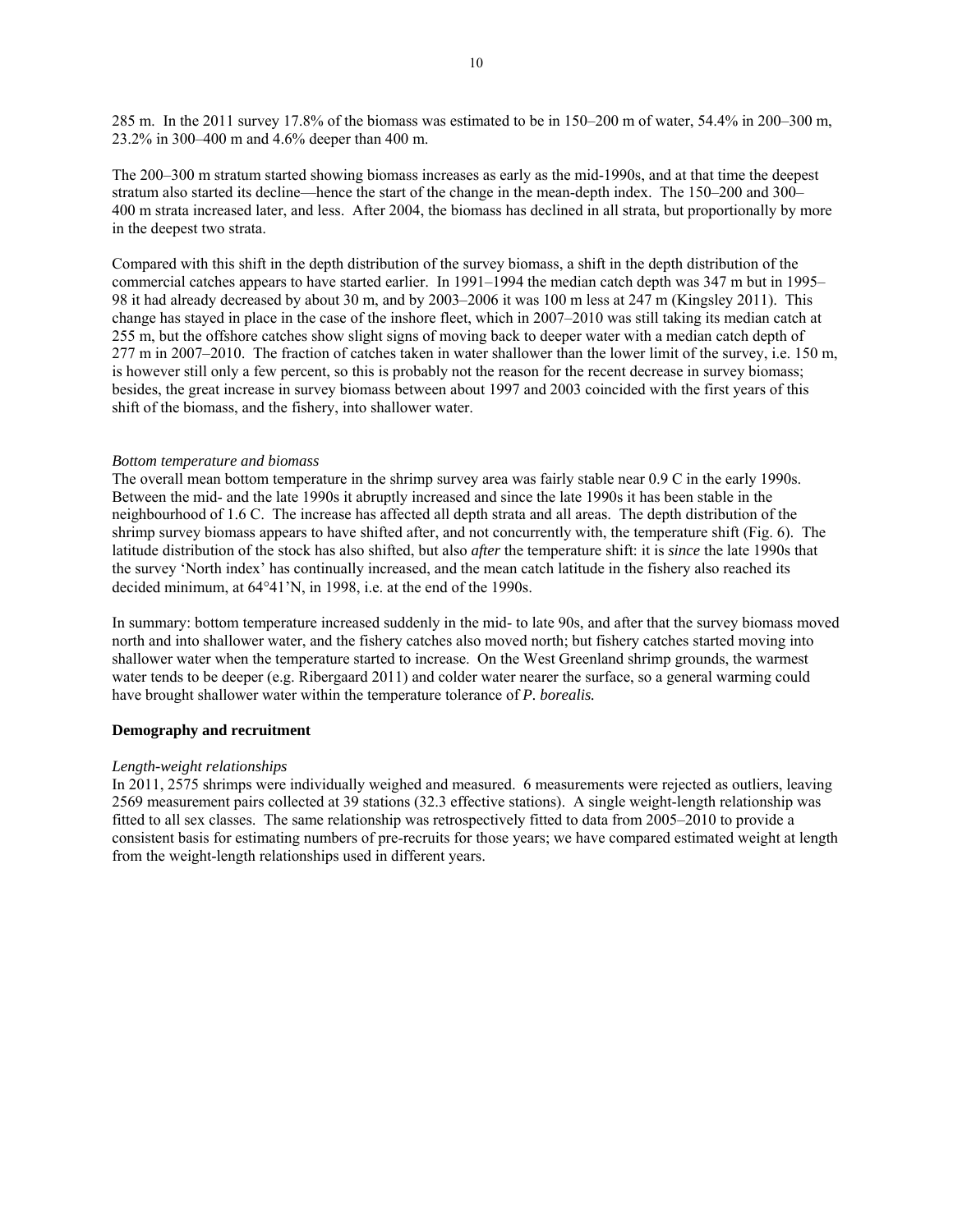285 m. In the 2011 survey 17.8% of the biomass was estimated to be in 150–200 m of water, 54.4% in 200–300 m, 23.2% in 300–400 m and 4.6% deeper than 400 m.

The 200–300 m stratum started showing biomass increases as early as the mid-1990s, and at that time the deepest stratum also started its decline—hence the start of the change in the mean-depth index. The 150–200 and 300–400 m strata increased later, and less. After 2004, the biomass has declined in all strata, but proportionally by more in the deepest two strata.

Compared with this shift in the depth distribution of the survey biomass, a shift in the depth distribution of the commercial catches appears to have started earlier. In 1991–1994 the median catch depth was 347 m but in 1995–98 it had already decreased by about 30 m, and by 2003–2006 it was 100 m less at 247 m (Kingsley 2011). This change has stayed in place in the case of the inshore fleet, which in 2007–2010 was still taking its median catch at 255 m, but the offshore catches show slight signs of moving back to deeper water with a median catch depth of 277 m in 2007–2010. The fraction of catches taken in water shallower than the lower limit of the survey, i.e. 150 m, is however still only a few percent, so this is probably not the reason for the recent decrease in survey biomass; besides, the great increase in survey biomass between about 1997 and 2003 coincided with the first years of this shift of the biomass, and the fishery, into shallower water.

*Bottom temperature and biomass*

The overall mean bottom temperature in the shrimp survey area was fairly stable near 0.9 C in the early 1990s. Between the mid- and the late 1990s it abruptly increased and since the late 1990s it has been stable in the neighbourhood of 1.6 C. The increase has affected all depth strata and all areas. The depth distribution of the shrimp survey biomass appears to have shifted after, and not concurrently with, the temperature shift (Fig. 6). The latitude distribution of the stock has also shifted, but also *after* the temperature shift: it is *since* the late 1990s that the survey 'North index' has continually increased, and the mean catch latitude in the fishery also reached its decided minimum, at 64°41'N, in 1998, i.e. at the end of the 1990s.

In summary: bottom temperature increased suddenly in the mid- to late 90s, and after that the survey biomass moved north and into shallower water, and the fishery catches also moved north; but fishery catches started moving into shallower water when the temperature started to increase. On the West Greenland shrimp grounds, the warmest water tends to be deeper (e.g. Ribergaard 2011) and colder water nearer the surface, so a general warming could have brought shallower water within the temperature tolerance of ***P. borealis.***

**Demography and recruitment**

*Length-weight relationships*

In 2011, 2575 shrimps were individually weighed and measured. 6 measurements were rejected as outliers, leaving 2569 measurement pairs collected at 39 stations (32.3 effective stations). A single weight-length relationship was fitted to all sex classes. The same relationship was retrospectively fitted to data from 2005–2010 to provide a consistent basis for estimating numbers of pre-recruits for those years; we have compared estimated weight at length from the weight-length relationships used in different years.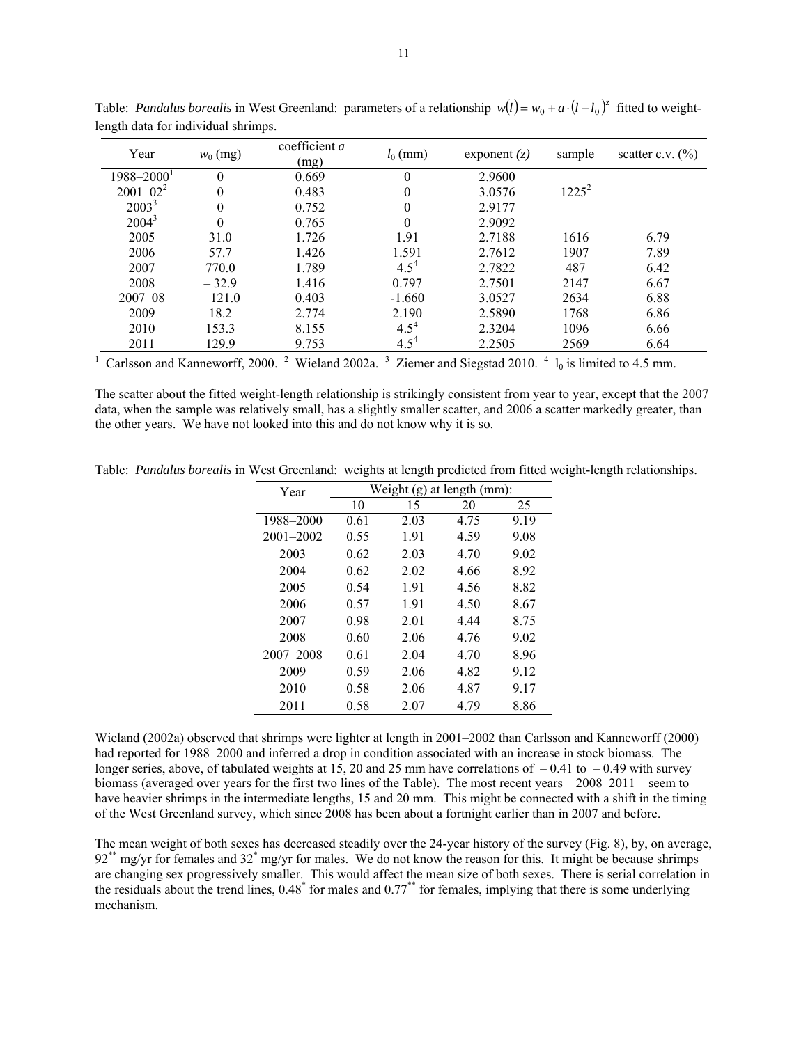Table: *Pandalus borealis* in West Greenland: parameters of a relationship $w(l) = w_0 + a \cdot (l - l_0)^z$ fitted to weight-length data for individual shrimps.

| Year | $w_0$ (mg) | coefficient *a* (mg) | $l_0$ (mm) | exponent *(z)* | sample | scatter c.v. (%) |
|---|---|---|---|---|---|---|
| 1988–2000[1] | 0 | 0.669 | 0 | 2.9600 | | |
| 2001–02[2] | 0 | 0.483 | 0 | 3.0576 | 1225[2] | |
| 2003[3] | 0 | 0.752 | 0 | 2.9177 | | |
| 2004[3] | 0 | 0.765 | 0 | 2.9092 | | |
| 2005 | 31.0 | 1.726 | 1.91 | 2.7188 | 1616 | 6.79 |
| 2006 | 57.7 | 1.426 | 1.591 | 2.7612 | 1907 | 7.89 |
| 2007 | 770.0 | 1.789 | 4.5[4] | 2.7822 | 487 | 6.42 |
| 2008 | – 32.9 | 1.416 | 0.797 | 2.7501 | 2147 | 6.67 |
| 2007–08 | – 121.0 | 0.403 | -1.660 | 3.0527 | 2634 | 6.88 |
| 2009 | 18.2 | 2.774 | 2.190 | 2.5890 | 1768 | 6.86 |
| 2010 | 153.3 | 8.155 | 4.5[4] | 2.3204 | 1096 | 6.66 |
| 2011 | 129.9 | 9.753 | 4.5[4] | 2.2505 | 2569 | 6.64 |

[1] Carlsson and Kanneworff, 2000. [2] Wieland 2002a. [3] Ziemer and Siegstad 2010. [4] $l_0$ is limited to 4.5 mm.

The scatter about the fitted weight-length relationship is strikingly consistent from year to year, except that the 2007 data, when the sample was relatively small, has a slightly smaller scatter, and 2006 a scatter markedly greater, than the other years. We have not looked into this and do not know why it is so.

Table: *Pandalus borealis* in West Greenland: weights at length predicted from fitted weight-length relationships.

| Year | Weight (g) at length (mm): | | | |
|---|---|---|---|---|
| | 10 | 15 | 20 | 25 |
| 1988–2000 | 0.61 | 2.03 | 4.75 | 9.19 |
| 2001–2002 | 0.55 | 1.91 | 4.59 | 9.08 |
| 2003 | 0.62 | 2.03 | 4.70 | 9.02 |
| 2004 | 0.62 | 2.02 | 4.66 | 8.92 |
| 2005 | 0.54 | 1.91 | 4.56 | 8.82 |
| 2006 | 0.57 | 1.91 | 4.50 | 8.67 |
| 2007 | 0.98 | 2.01 | 4.44 | 8.75 |
| 2008 | 0.60 | 2.06 | 4.76 | 9.02 |
| 2007–2008 | 0.61 | 2.04 | 4.70 | 8.96 |
| 2009 | 0.59 | 2.06 | 4.82 | 9.12 |
| 2010 | 0.58 | 2.06 | 4.87 | 9.17 |
| 2011 | 0.58 | 2.07 | 4.79 | 8.86 |

Wieland (2002a) observed that shrimps were lighter at length in 2001–2002 than Carlsson and Kanneworff (2000) had reported for 1988–2000 and inferred a drop in condition associated with an increase in stock biomass. The longer series, above, of tabulated weights at 15, 20 and 25 mm have correlations of – 0.41 to – 0.49 with survey biomass (averaged over years for the first two lines of the Table). The most recent years—2008–2011—seem to have heavier shrimps in the intermediate lengths, 15 and 20 mm. This might be connected with a shift in the timing of the West Greenland survey, which since 2008 has been about a fortnight earlier than in 2007 and before.

The mean weight of both sexes has decreased steadily over the 24-year history of the survey (Fig. 8), by, on average, 92** mg/yr for females and 32* mg/yr for males. We do not know the reason for this. It might be because shrimps are changing sex progressively smaller. This would affect the mean size of both sexes. There is serial correlation in the residuals about the trend lines, 0.48* for males and 0.77** for females, implying that there is some underlying mechanism.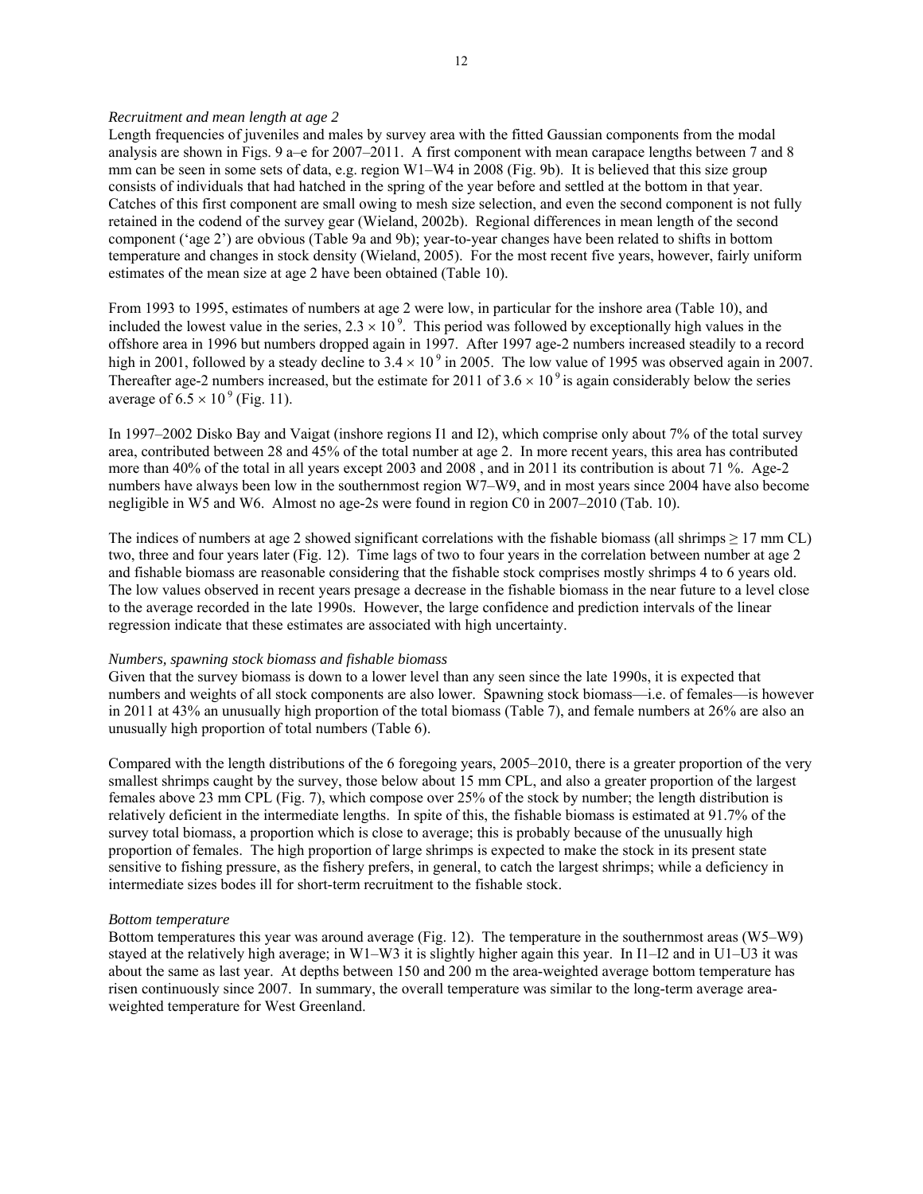*Recruitment and mean length at age 2*

Length frequencies of juveniles and males by survey area with the fitted Gaussian components from the modal analysis are shown in Figs. 9 a–e for 2007–2011. A first component with mean carapace lengths between 7 and 8 mm can be seen in some sets of data, e.g. region W1–W4 in 2008 (Fig. 9b). It is believed that this size group consists of individuals that had hatched in the spring of the year before and settled at the bottom in that year. Catches of this first component are small owing to mesh size selection, and even the second component is not fully retained in the codend of the survey gear (Wieland, 2002b). Regional differences in mean length of the second component ('age 2') are obvious (Table 9a and 9b); year-to-year changes have been related to shifts in bottom temperature and changes in stock density (Wieland, 2005). For the most recent five years, however, fairly uniform estimates of the mean size at age 2 have been obtained (Table 10).

From 1993 to 1995, estimates of numbers at age 2 were low, in particular for the inshore area (Table 10), and included the lowest value in the series, $2.3 \times 10^9$. This period was followed by exceptionally high values in the offshore area in 1996 but numbers dropped again in 1997. After 1997 age-2 numbers increased steadily to a record high in 2001, followed by a steady decline to $3.4 \times 10^9$ in 2005. The low value of 1995 was observed again in 2007. Thereafter age-2 numbers increased, but the estimate for 2011 of $3.6 \times 10^9$ is again considerably below the series average of $6.5 \times 10^9$ (Fig. 11).

In 1997–2002 Disko Bay and Vaigat (inshore regions I1 and I2), which comprise only about 7% of the total survey area, contributed between 28 and 45% of the total number at age 2. In more recent years, this area has contributed more than 40% of the total in all years except 2003 and 2008 , and in 2011 its contribution is about 71 %. Age-2 numbers have always been low in the southernmost region W7–W9, and in most years since 2004 have also become negligible in W5 and W6. Almost no age-2s were found in region C0 in 2007–2010 (Tab. 10).

The indices of numbers at age 2 showed significant correlations with the fishable biomass (all shrimps ≥ 17 mm CL) two, three and four years later (Fig. 12). Time lags of two to four years in the correlation between number at age 2 and fishable biomass are reasonable considering that the fishable stock comprises mostly shrimps 4 to 6 years old. The low values observed in recent years presage a decrease in the fishable biomass in the near future to a level close to the average recorded in the late 1990s. However, the large confidence and prediction intervals of the linear regression indicate that these estimates are associated with high uncertainty.

*Numbers, spawning stock biomass and fishable biomass*

Given that the survey biomass is down to a lower level than any seen since the late 1990s, it is expected that numbers and weights of all stock components are also lower. Spawning stock biomass—i.e. of females—is however in 2011 at 43% an unusually high proportion of the total biomass (Table 7), and female numbers at 26% are also an unusually high proportion of total numbers (Table 6).

Compared with the length distributions of the 6 foregoing years, 2005–2010, there is a greater proportion of the very smallest shrimps caught by the survey, those below about 15 mm CPL, and also a greater proportion of the largest females above 23 mm CPL (Fig. 7), which compose over 25% of the stock by number; the length distribution is relatively deficient in the intermediate lengths. In spite of this, the fishable biomass is estimated at 91.7% of the survey total biomass, a proportion which is close to average; this is probably because of the unusually high proportion of females. The high proportion of large shrimps is expected to make the stock in its present state sensitive to fishing pressure, as the fishery prefers, in general, to catch the largest shrimps; while a deficiency in intermediate sizes bodes ill for short-term recruitment to the fishable stock.

*Bottom temperature*

Bottom temperatures this year was around average (Fig. 12). The temperature in the southernmost areas (W5–W9) stayed at the relatively high average; in W1–W3 it is slightly higher again this year. In I1–I2 and in U1–U3 it was about the same as last year. At depths between 150 and 200 m the area-weighted average bottom temperature has risen continuously since 2007. In summary, the overall temperature was similar to the long-term average area-weighted temperature for West Greenland.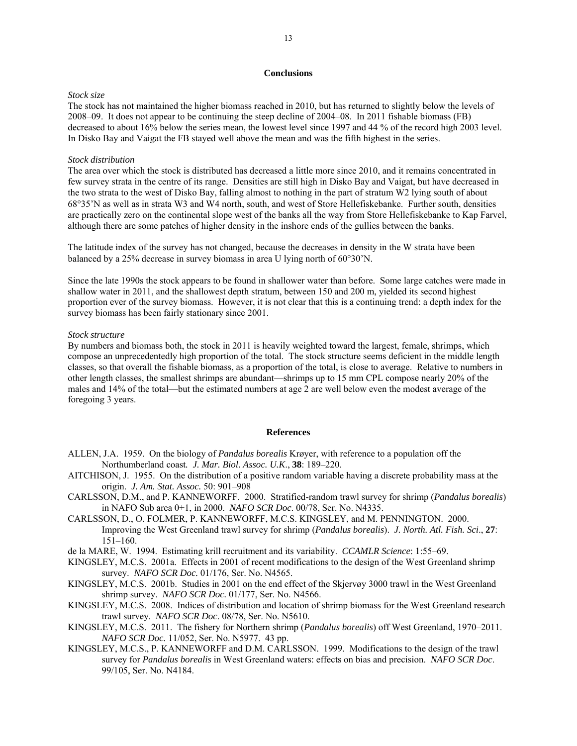## Conclusions

*Stock size*

The stock has not maintained the higher biomass reached in 2010, but has returned to slightly below the levels of 2008–09. It does not appear to be continuing the steep decline of 2004–08. In 2011 fishable biomass (FB) decreased to about 16% below the series mean, the lowest level since 1997 and 44 % of the record high 2003 level. In Disko Bay and Vaigat the FB stayed well above the mean and was the fifth highest in the series.

*Stock distribution*

The area over which the stock is distributed has decreased a little more since 2010, and it remains concentrated in few survey strata in the centre of its range. Densities are still high in Disko Bay and Vaigat, but have decreased in the two strata to the west of Disko Bay, falling almost to nothing in the part of stratum W2 lying south of about 68°35'N as well as in strata W3 and W4 north, south, and west of Store Hellefiskebanke. Further south, densities are practically zero on the continental slope west of the banks all the way from Store Hellefiskebanke to Kap Farvel, although there are some patches of higher density in the inshore ends of the gullies between the banks.

The latitude index of the survey has not changed, because the decreases in density in the W strata have been balanced by a 25% decrease in survey biomass in area U lying north of 60°30'N.

Since the late 1990s the stock appears to be found in shallower water than before. Some large catches were made in shallow water in 2011, and the shallowest depth stratum, between 150 and 200 m, yielded its second highest proportion ever of the survey biomass. However, it is not clear that this is a continuing trend: a depth index for the survey biomass has been fairly stationary since 2001.

*Stock structure*

By numbers and biomass both, the stock in 2011 is heavily weighted toward the largest, female, shrimps, which compose an unprecedentedly high proportion of the total. The stock structure seems deficient in the middle length classes, so that overall the fishable biomass, as a proportion of the total, is close to average. Relative to numbers in other length classes, the smallest shrimps are abundant—shrimps up to 15 mm CPL compose nearly 20% of the males and 14% of the total—but the estimated numbers at age 2 are well below even the modest average of the foregoing 3 years.

## References

ALLEN, J.A. 1959. On the biology of *Pandalus borealis* Krøyer, with reference to a population off the Northumberland coast*. J. Mar. Biol. Assoc. U.K*., **38**: 189–220.

AITCHISON, J. 1955. On the distribution of a positive random variable having a discrete probability mass at the origin. *J. Am. Stat. Assoc*. 50: 901–908

CARLSSON, D.M., and P. KANNEWORFF. 2000. Stratified-random trawl survey for shrimp (*Pandalus borealis*) in NAFO Sub area 0+1, in 2000. *NAFO SCR Doc*. 00/78, Ser. No. N4335.

CARLSSON, D., O. FOLMER, P. KANNEWORFF, M.C.S. KINGSLEY, and M. PENNINGTON. 2000. Improving the West Greenland trawl survey for shrimp (*Pandalus borealis*). *J. North. Atl. Fish. Sci*., **27**: 151–160.

de la MARE, W. 1994. Estimating krill recruitment and its variability. *CCAMLR Science*: 1:55–69.

KINGSLEY, M.C.S. 2001a. Effects in 2001 of recent modifications to the design of the West Greenland shrimp survey. *NAFO SCR Doc.* 01/176, Ser. No. N4565.

KINGSLEY, M.C.S. 2001b. Studies in 2001 on the end effect of the Skjervøy 3000 trawl in the West Greenland shrimp survey. *NAFO SCR Doc.* 01/177, Ser. No. N4566.

KINGSLEY, M.C.S. 2008. Indices of distribution and location of shrimp biomass for the West Greenland research trawl survey. *NAFO SCR Doc*. 08/78, Ser. No. N5610.

KINGSLEY, M.C.S. 2011. The fishery for Northern shrimp (*Pandalus borealis*) off West Greenland, 1970–2011. *NAFO SCR Doc.* 11/052, Ser. No. N5977. 43 pp.

KINGSLEY, M.C.S., P. KANNEWORFF and D.M. CARLSSON. 1999. Modifications to the design of the trawl survey for *Pandalus borealis* in West Greenland waters: effects on bias and precision. *NAFO SCR Doc*. 99/105, Ser. No. N4184.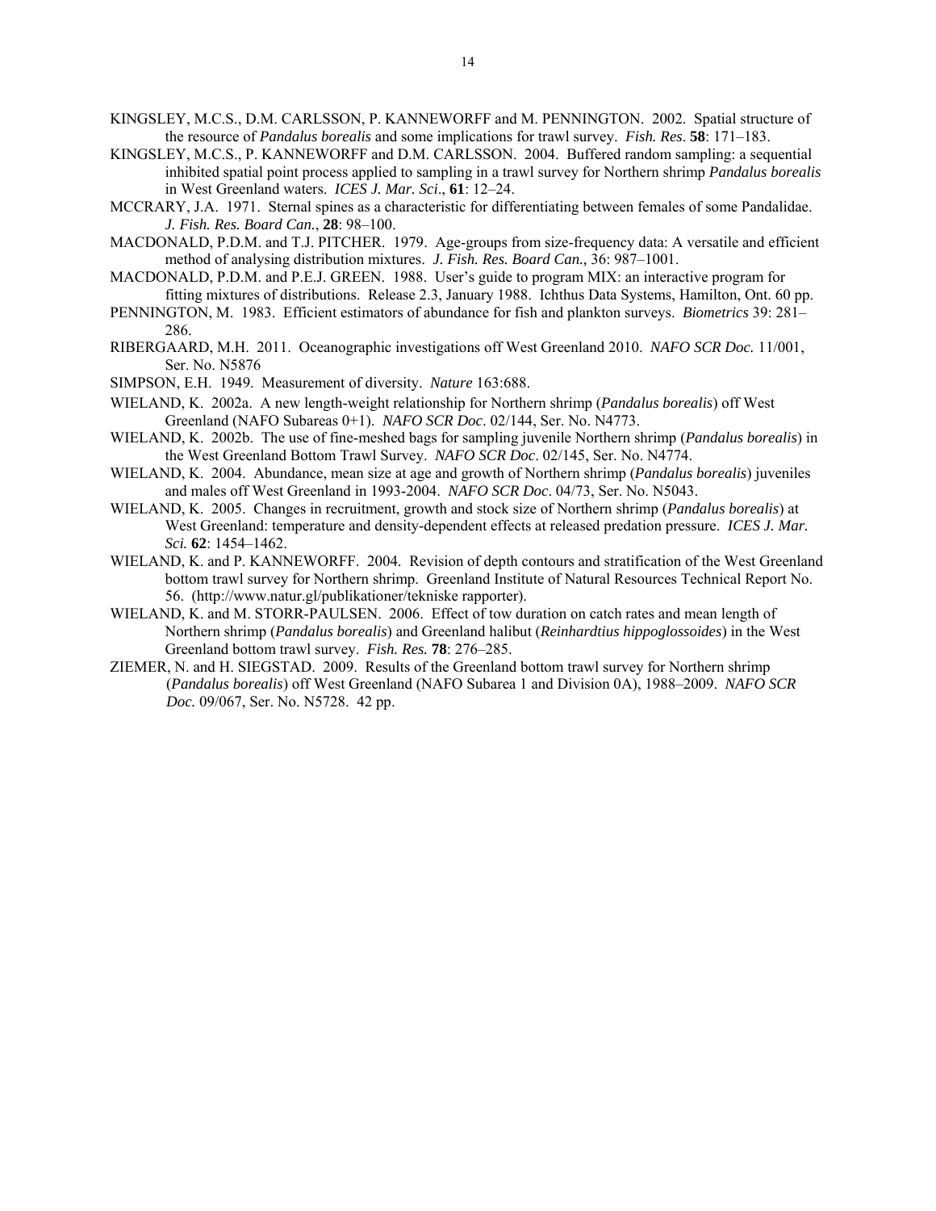KINGSLEY, M.C.S., D.M. CARLSSON, P. KANNEWORFF and M. PENNINGTON. 2002. Spatial structure of the resource of *Pandalus borealis* and some implications for trawl survey. *Fish. Res*. **58**: 171–183.

KINGSLEY, M.C.S., P. KANNEWORFF and D.M. CARLSSON. 2004. Buffered random sampling: a sequential inhibited spatial point process applied to sampling in a trawl survey for Northern shrimp *Pandalus borealis* in West Greenland waters. *ICES J. Mar. Sci*., **61**: 12–24.

MCCRARY, J.A. 1971. Sternal spines as a characteristic for differentiating between females of some Pandalidae. *J. Fish. Res. Board Can.*, **28**: 98–100.

MACDONALD, P.D.M. and T.J. PITCHER. 1979. Age-groups from size-frequency data: A versatile and efficient method of analysing distribution mixtures. *J. Fish. Res. Board Can.,* 36: 987–1001.

MACDONALD, P.D.M. and P.E.J. GREEN. 1988. User's guide to program MIX: an interactive program for fitting mixtures of distributions. Release 2.3, January 1988. Ichthus Data Systems, Hamilton, Ont. 60 pp.

PENNINGTON, M. 1983. Efficient estimators of abundance for fish and plankton surveys. *Biometrics* 39: 281–286.

RIBERGAARD, M.H. 2011. Oceanographic investigations off West Greenland 2010. *NAFO SCR Doc.* 11/001, Ser. No. N5876

SIMPSON, E.H. 1949. Measurement of diversity. *Nature* 163:688.

WIELAND, K. 2002a. A new length-weight relationship for Northern shrimp (*Pandalus borealis*) off West Greenland (NAFO Subareas 0+1). *NAFO SCR Doc*. 02/144, Ser. No. N4773.

WIELAND, K. 2002b. The use of fine-meshed bags for sampling juvenile Northern shrimp (*Pandalus borealis*) in the West Greenland Bottom Trawl Survey. *NAFO SCR Doc*. 02/145, Ser. No. N4774.

WIELAND, K. 2004. Abundance, mean size at age and growth of Northern shrimp (*Pandalus borealis*) juveniles and males off West Greenland in 1993-2004. *NAFO SCR Doc*. 04/73, Ser. No. N5043.

WIELAND, K. 2005. Changes in recruitment, growth and stock size of Northern shrimp (*Pandalus borealis*) at West Greenland: temperature and density-dependent effects at released predation pressure. *ICES J. Mar. Sci.* **62**: 1454–1462.

WIELAND, K. and P. KANNEWORFF. 2004. Revision of depth contours and stratification of the West Greenland bottom trawl survey for Northern shrimp. Greenland Institute of Natural Resources Technical Report No. 56. (http://www.natur.gl/publikationer/tekniske rapporter).

WIELAND, K. and M. STORR-PAULSEN. 2006. Effect of tow duration on catch rates and mean length of Northern shrimp (*Pandalus borealis*) and Greenland halibut (*Reinhardtius hippoglossoides*) in the West Greenland bottom trawl survey. *Fish. Res.* **78**: 276–285.

ZIEMER, N. and H. SIEGSTAD. 2009. Results of the Greenland bottom trawl survey for Northern shrimp (*Pandalus borealis*) off West Greenland (NAFO Subarea 1 and Division 0A), 1988–2009. *NAFO SCR Doc.* 09/067, Ser. No. N5728. 42 pp.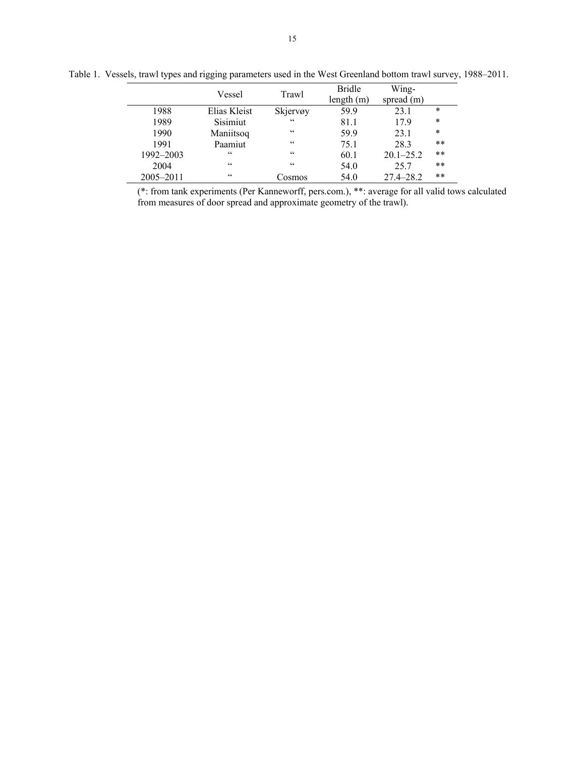Table 1. Vessels, trawl types and rigging parameters used in the West Greenland bottom trawl survey, 1988–2011.

| | Vessel | Trawl | Bridle length (m) | Wing-spread (m) | |
|---|---|---|---|---|---|
| 1988 | Elias Kleist | Skjervøy | 59.9 | 23.1 | * |
| 1989 | Sisimiut | " | 81.1 | 17.9 | * |
| 1990 | Maniitsoq | " | 59.9 | 23.1 | * |
| 1991 | Paamiut | " | 75.1 | 28.3 | ** |
| 1992–2003 | " | " | 60.1 | 20.1–25.2 | ** |
| 2004 | " | " | 54.0 | 25.7 | ** |
| 2005–2011 | " | Cosmos | 54.0 | 27.4–28.2 | ** |

(*: from tank experiments (Per Kanneworff, pers.com.), **: average for all valid tows calculated from measures of door spread and approximate geometry of the trawl).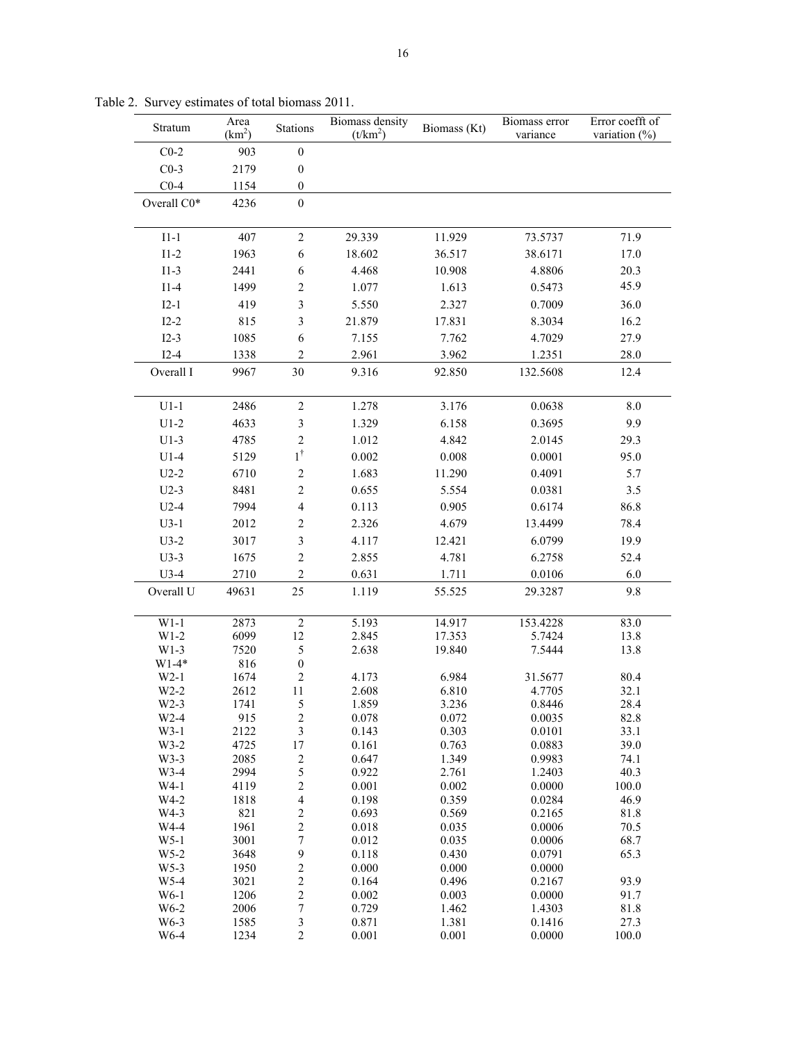Table 2. Survey estimates of total biomass 2011.

| Stratum | Area ($km^2$) | Stations | Biomass density ($t/km^2$) | Biomass (Kt) | Biomass error variance | Error coefft of variation (%) |
|---|---|---|---|---|---|---|
| C0-2 | 903 | 0 | | | | |
| C0-3 | 2179 | 0 | | | | |
| C0-4 | 1154 | 0 | | | | |
| Overall C0* | 4236 | 0 | | | | |
| | | | | | | |
| I1-1 | 407 | 2 | 29.339 | 11.929 | 73.5737 | 71.9 |
| I1-2 | 1963 | 6 | 18.602 | 36.517 | 38.6171 | 17.0 |
| I1-3 | 2441 | 6 | 4.468 | 10.908 | 4.8806 | 20.3 |
| I1-4 | 1499 | 2 | 1.077 | 1.613 | 0.5473 | 45.9 |
| I2-1 | 419 | 3 | 5.550 | 2.327 | 0.7009 | 36.0 |
| I2-2 | 815 | 3 | 21.879 | 17.831 | 8.3034 | 16.2 |
| I2-3 | 1085 | 6 | 7.155 | 7.762 | 4.7029 | 27.9 |
| I2-4 | 1338 | 2 | 2.961 | 3.962 | 1.2351 | 28.0 |
| Overall I | 9967 | 30 | 9.316 | 92.850 | 132.5608 | 12.4 |
| | | | | | | |
| U1-1 | 2486 | 2 | 1.278 | 3.176 | 0.0638 | 8.0 |
| U1-2 | 4633 | 3 | 1.329 | 6.158 | 0.3695 | 9.9 |
| U1-3 | 4785 | 2 | 1.012 | 4.842 | 2.0145 | 29.3 |
| U1-4 | 5129 | 1[†] | 0.002 | 0.008 | 0.0001 | 95.0 |
| U2-2 | 6710 | 2 | 1.683 | 11.290 | 0.4091 | 5.7 |
| U2-3 | 8481 | 2 | 0.655 | 5.554 | 0.0381 | 3.5 |
| U2-4 | 7994 | 4 | 0.113 | 0.905 | 0.6174 | 86.8 |
| U3-1 | 2012 | 2 | 2.326 | 4.679 | 13.4499 | 78.4 |
| U3-2 | 3017 | 3 | 4.117 | 12.421 | 6.0799 | 19.9 |
| U3-3 | 1675 | 2 | 2.855 | 4.781 | 6.2758 | 52.4 |
| U3-4 | 2710 | 2 | 0.631 | 1.711 | 0.0106 | 6.0 |
| Overall U | 49631 | 25 | 1.119 | 55.525 | 29.3287 | 9.8 |
| | | | | | | |
| W1-1 | 2873 | 2 | 5.193 | 14.917 | 153.4228 | 83.0 |
| W1-2 | 6099 | 12 | 2.845 | 17.353 | 5.7424 | 13.8 |
| W1-3 | 7520 | 5 | 2.638 | 19.840 | 7.5444 | 13.8 |
| W1-4* | 816 | 0 | | | | |
| W2-1 | 1674 | 2 | 4.173 | 6.984 | 31.5677 | 80.4 |
| W2-2 | 2612 | 11 | 2.608 | 6.810 | 4.7705 | 32.1 |
| W2-3 | 1741 | 5 | 1.859 | 3.236 | 0.8446 | 28.4 |
| W2-4 | 915 | 2 | 0.078 | 0.072 | 0.0035 | 82.8 |
| W3-1 | 2122 | 3 | 0.143 | 0.303 | 0.0101 | 33.1 |
| W3-2 | 4725 | 17 | 0.161 | 0.763 | 0.0883 | 39.0 |
| W3-3 | 2085 | 2 | 0.647 | 1.349 | 0.9983 | 74.1 |
| W3-4 | 2994 | 5 | 0.922 | 2.761 | 1.2403 | 40.3 |
| W4-1 | 4119 | 2 | 0.001 | 0.002 | 0.0000 | 100.0 |
| W4-2 | 1818 | 4 | 0.198 | 0.359 | 0.0284 | 46.9 |
| W4-3 | 821 | 2 | 0.693 | 0.569 | 0.2165 | 81.8 |
| W4-4 | 1961 | 2 | 0.018 | 0.035 | 0.0006 | 70.5 |
| W5-1 | 3001 | 7 | 0.012 | 0.035 | 0.0006 | 68.7 |
| W5-2 | 3648 | 9 | 0.118 | 0.430 | 0.0791 | 65.3 |
| W5-3 | 1950 | 2 | 0.000 | 0.000 | 0.0000 | |
| W5-4 | 3021 | 2 | 0.164 | 0.496 | 0.2167 | 93.9 |
| W6-1 | 1206 | 2 | 0.002 | 0.003 | 0.0000 | 91.7 |
| W6-2 | 2006 | 7 | 0.729 | 1.462 | 1.4303 | 81.8 |
| W6-3 | 1585 | 3 | 0.871 | 1.381 | 0.1416 | 27.3 |
| W6-4 | 1234 | 2 | 0.001 | 0.001 | 0.0000 | 100.0 |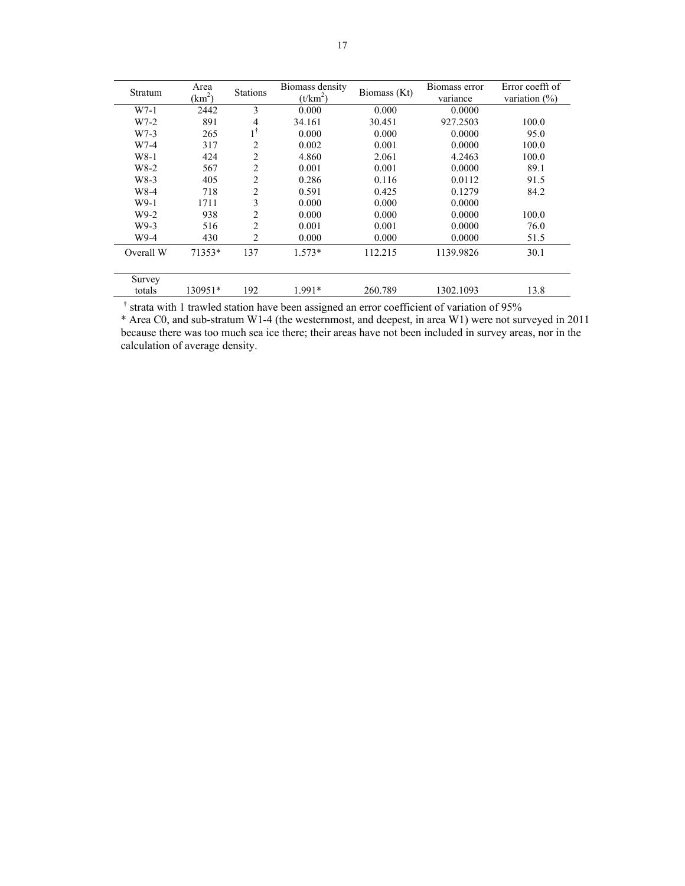| Stratum | Area ($km^2$) | Stations | Biomass density ($t/km^2$) | Biomass (Kt) | Biomass error variance | Error coefft of variation (%) |
|---|---|---|---|---|---|---|
| W7-1 | 2442 | 3 | 0.000 | 0.000 | 0.0000 | |
| W7-2 | 891 | 4 | 34.161 | 30.451 | 927.2503 | 100.0 |
| W7-3 | 265 | 1[†] | 0.000 | 0.000 | 0.0000 | 95.0 |
| W7-4 | 317 | 2 | 0.002 | 0.001 | 0.0000 | 100.0 |
| W8-1 | 424 | 2 | 4.860 | 2.061 | 4.2463 | 100.0 |
| W8-2 | 567 | 2 | 0.001 | 0.001 | 0.0000 | 89.1 |
| W8-3 | 405 | 2 | 0.286 | 0.116 | 0.0112 | 91.5 |
| W8-4 | 718 | 2 | 0.591 | 0.425 | 0.1279 | 84.2 |
| W9-1 | 1711 | 3 | 0.000 | 0.000 | 0.0000 | |
| W9-2 | 938 | 2 | 0.000 | 0.000 | 0.0000 | 100.0 |
| W9-3 | 516 | 2 | 0.001 | 0.001 | 0.0000 | 76.0 |
| W9-4 | 430 | 2 | 0.000 | 0.000 | 0.0000 | 51.5 |
| Overall W | 71353* | 137 | 1.573* | 112.215 | 1139.9826 | 30.1 |
| Survey totals | 130951* | 192 | 1.991* | 260.789 | 1302.1093 | 13.8 |

[†] strata with 1 trawled station have been assigned an error coefficient of variation of 95%

* Area C0, and sub-stratum W1-4 (the westernmost, and deepest, in area W1) were not surveyed in 2011 because there was too much sea ice there; their areas have not been included in survey areas, nor in the calculation of average density.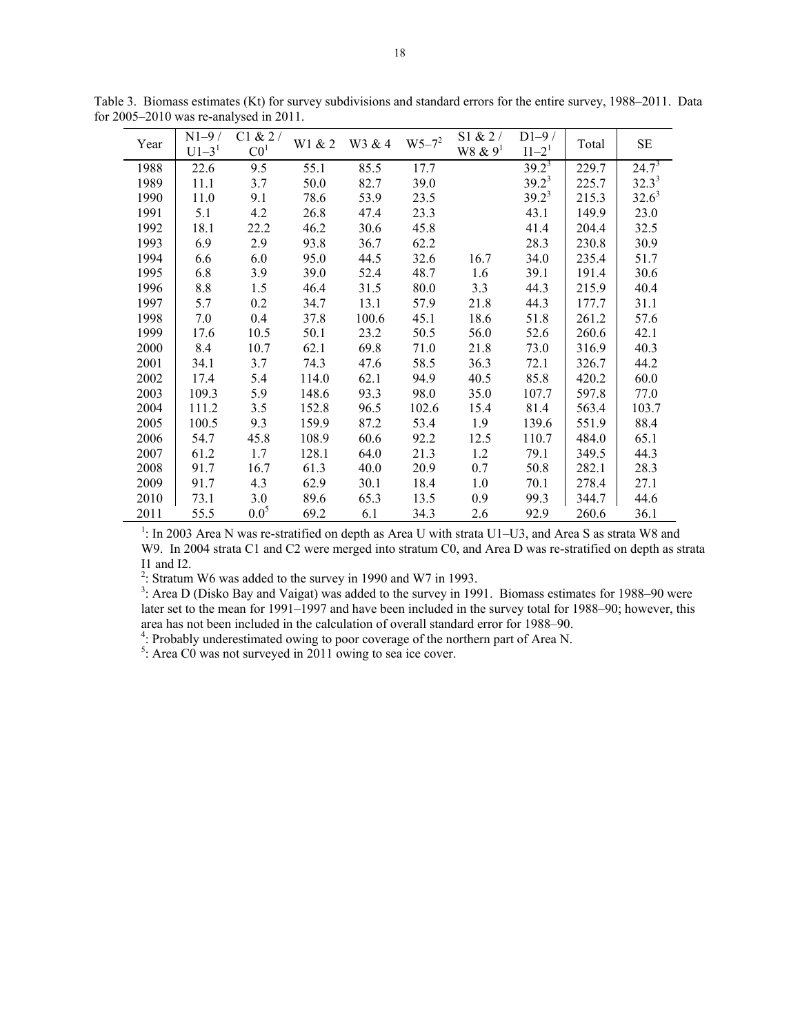Table 3. Biomass estimates (Kt) for survey subdivisions and standard errors for the entire survey, 1988–2011. Data for 2005–2010 was re-analysed in 2011.

| Year | N1–9 / U1–3[1] | C1 & 2 / C0[1] | W1 & 2 | W3 & 4 | W5–7[2] | S1 & 2 / W8 & 9[1] | D1–9 / I1–2[1] | Total | SE |
|---|---|---|---|---|---|---|---|---|---|
| 1988 | 22.6 | 9.5 | 55.1 | 85.5 | 17.7 | | 39.2[3] | 229.7 | 24.7[3] |
| 1989 | 11.1 | 3.7 | 50.0 | 82.7 | 39.0 | | 39.2[3] | 225.7 | 32.3[3] |
| 1990 | 11.0 | 9.1 | 78.6 | 53.9 | 23.5 | | 39.2[3] | 215.3 | 32.6[3] |
| 1991 | 5.1 | 4.2 | 26.8 | 47.4 | 23.3 | | 43.1 | 149.9 | 23.0 |
| 1992 | 18.1 | 22.2 | 46.2 | 30.6 | 45.8 | | 41.4 | 204.4 | 32.5 |
| 1993 | 6.9 | 2.9 | 93.8 | 36.7 | 62.2 | | 28.3 | 230.8 | 30.9 |
| 1994 | 6.6 | 6.0 | 95.0 | 44.5 | 32.6 | 16.7 | 34.0 | 235.4 | 51.7 |
| 1995 | 6.8 | 3.9 | 39.0 | 52.4 | 48.7 | 1.6 | 39.1 | 191.4 | 30.6 |
| 1996 | 8.8 | 1.5 | 46.4 | 31.5 | 80.0 | 3.3 | 44.3 | 215.9 | 40.4 |
| 1997 | 5.7 | 0.2 | 34.7 | 13.1 | 57.9 | 21.8 | 44.3 | 177.7 | 31.1 |
| 1998 | 7.0 | 0.4 | 37.8 | 100.6 | 45.1 | 18.6 | 51.8 | 261.2 | 57.6 |
| 1999 | 17.6 | 10.5 | 50.1 | 23.2 | 50.5 | 56.0 | 52.6 | 260.6 | 42.1 |
| 2000 | 8.4 | 10.7 | 62.1 | 69.8 | 71.0 | 21.8 | 73.0 | 316.9 | 40.3 |
| 2001 | 34.1 | 3.7 | 74.3 | 47.6 | 58.5 | 36.3 | 72.1 | 326.7 | 44.2 |
| 2002 | 17.4 | 5.4 | 114.0 | 62.1 | 94.9 | 40.5 | 85.8 | 420.2 | 60.0 |
| 2003 | 109.3 | 5.9 | 148.6 | 93.3 | 98.0 | 35.0 | 107.7 | 597.8 | 77.0 |
| 2004 | 111.2 | 3.5 | 152.8 | 96.5 | 102.6 | 15.4 | 81.4 | 563.4 | 103.7 |
| 2005 | 100.5 | 9.3 | 159.9 | 87.2 | 53.4 | 1.9 | 139.6 | 551.9 | 88.4 |
| 2006 | 54.7 | 45.8 | 108.9 | 60.6 | 92.2 | 12.5 | 110.7 | 484.0 | 65.1 |
| 2007 | 61.2 | 1.7 | 128.1 | 64.0 | 21.3 | 1.2 | 79.1 | 349.5 | 44.3 |
| 2008 | 91.7 | 16.7 | 61.3 | 40.0 | 20.9 | 0.7 | 50.8 | 282.1 | 28.3 |
| 2009 | 91.7 | 4.3 | 62.9 | 30.1 | 18.4 | 1.0 | 70.1 | 278.4 | 27.1 |
| 2010 | 73.1 | 3.0 | 89.6 | 65.3 | 13.5 | 0.9 | 99.3 | 344.7 | 44.6 |
| 2011 | 55.5 | 0.0[5] | 69.2 | 6.1 | 34.3 | 2.6 | 92.9 | 260.6 | 36.1 |

[1]: In 2003 Area N was re-stratified on depth as Area U with strata U1–U3, and Area S as strata W8 and W9. In 2004 strata C1 and C2 were merged into stratum C0, and Area D was re-stratified on depth as strata I1 and I2.

[2]: Stratum W6 was added to the survey in 1990 and W7 in 1993.

[3]: Area D (Disko Bay and Vaigat) was added to the survey in 1991. Biomass estimates for 1988–90 were later set to the mean for 1991–1997 and have been included in the survey total for 1988–90; however, this area has not been included in the calculation of overall standard error for 1988–90.

[4]: Probably underestimated owing to poor coverage of the northern part of Area N.

[5]: Area C0 was not surveyed in 2011 owing to sea ice cover.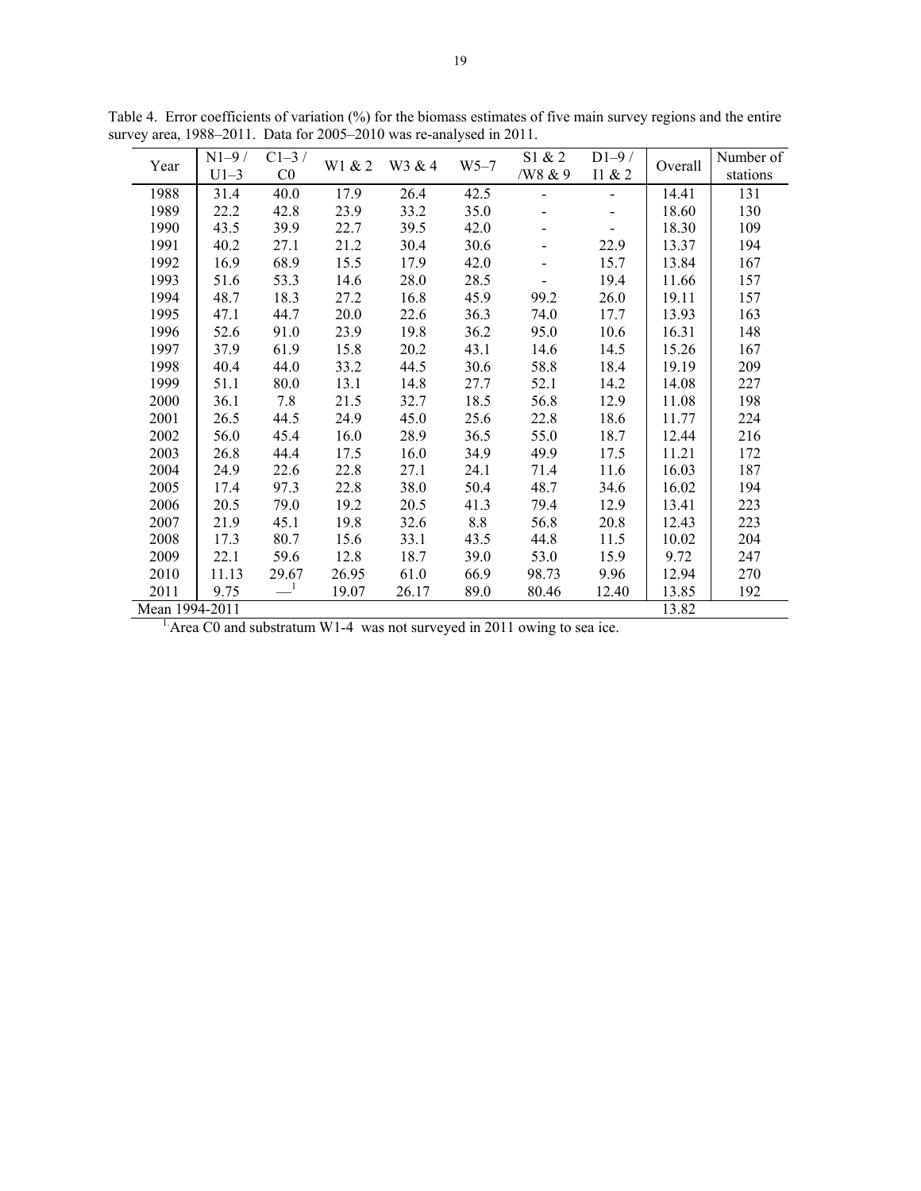Table 4. Error coefficients of variation (%) for the biomass estimates of five main survey regions and the entire survey area, 1988–2011. Data for 2005–2010 was re-analysed in 2011.

| Year | N1–9 / U1–3 | C1–3 / C0 | W1 & 2 | W3 & 4 | W5–7 | S1 & 2 /W8 & 9 | D1–9 / I1 & 2 | Overall | Number of stations |
|---|---|---|---|---|---|---|---|---|---|
| 1988 | 31.4 | 40.0 | 17.9 | 26.4 | 42.5 | - | - | 14.41 | 131 |
| 1989 | 22.2 | 42.8 | 23.9 | 33.2 | 35.0 | - | - | 18.60 | 130 |
| 1990 | 43.5 | 39.9 | 22.7 | 39.5 | 42.0 | - | - | 18.30 | 109 |
| 1991 | 40.2 | 27.1 | 21.2 | 30.4 | 30.6 | - | 22.9 | 13.37 | 194 |
| 1992 | 16.9 | 68.9 | 15.5 | 17.9 | 42.0 | - | 15.7 | 13.84 | 167 |
| 1993 | 51.6 | 53.3 | 14.6 | 28.0 | 28.5 | - | 19.4 | 11.66 | 157 |
| 1994 | 48.7 | 18.3 | 27.2 | 16.8 | 45.9 | 99.2 | 26.0 | 19.11 | 157 |
| 1995 | 47.1 | 44.7 | 20.0 | 22.6 | 36.3 | 74.0 | 17.7 | 13.93 | 163 |
| 1996 | 52.6 | 91.0 | 23.9 | 19.8 | 36.2 | 95.0 | 10.6 | 16.31 | 148 |
| 1997 | 37.9 | 61.9 | 15.8 | 20.2 | 43.1 | 14.6 | 14.5 | 15.26 | 167 |
| 1998 | 40.4 | 44.0 | 33.2 | 44.5 | 30.6 | 58.8 | 18.4 | 19.19 | 209 |
| 1999 | 51.1 | 80.0 | 13.1 | 14.8 | 27.7 | 52.1 | 14.2 | 14.08 | 227 |
| 2000 | 36.1 | 7.8 | 21.5 | 32.7 | 18.5 | 56.8 | 12.9 | 11.08 | 198 |
| 2001 | 26.5 | 44.5 | 24.9 | 45.0 | 25.6 | 22.8 | 18.6 | 11.77 | 224 |
| 2002 | 56.0 | 45.4 | 16.0 | 28.9 | 36.5 | 55.0 | 18.7 | 12.44 | 216 |
| 2003 | 26.8 | 44.4 | 17.5 | 16.0 | 34.9 | 49.9 | 17.5 | 11.21 | 172 |
| 2004 | 24.9 | 22.6 | 22.8 | 27.1 | 24.1 | 71.4 | 11.6 | 16.03 | 187 |
| 2005 | 17.4 | 97.3 | 22.8 | 38.0 | 50.4 | 48.7 | 34.6 | 16.02 | 194 |
| 2006 | 20.5 | 79.0 | 19.2 | 20.5 | 41.3 | 79.4 | 12.9 | 13.41 | 223 |
| 2007 | 21.9 | 45.1 | 19.8 | 32.6 | 8.8 | 56.8 | 20.8 | 12.43 | 223 |
| 2008 | 17.3 | 80.7 | 15.6 | 33.1 | 43.5 | 44.8 | 11.5 | 10.02 | 204 |
| 2009 | 22.1 | 59.6 | 12.8 | 18.7 | 39.0 | 53.0 | 15.9 | 9.72 | 247 |
| 2010 | 11.13 | 29.67 | 26.95 | 61.0 | 66.9 | 98.73 | 9.96 | 12.94 | 270 |
| 2011 | 9.75 | —[1] | 19.07 | 26.17 | 89.0 | 80.46 | 12.40 | 13.85 | 192 |
| Mean 1994-2011 | | | | | | | | 13.82 | |

[1] Area C0 and substratum W1-4 was not surveyed in 2011 owing to sea ice.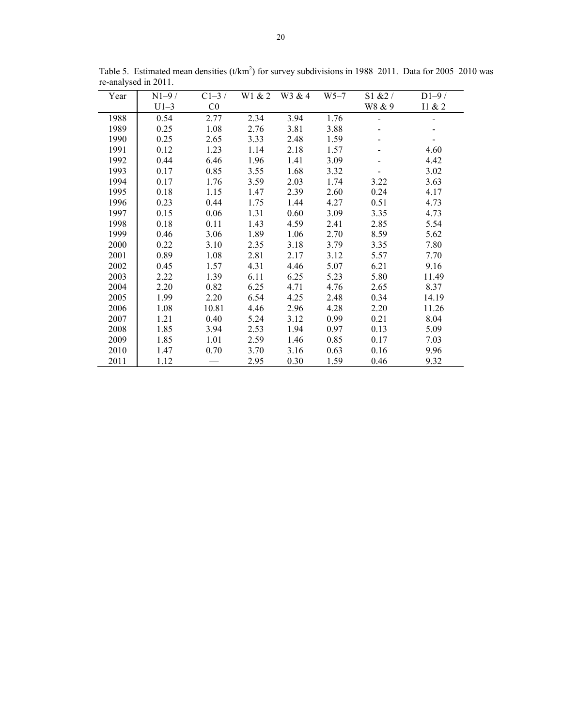Table 5. Estimated mean densities ($t/km^2$) for survey subdivisions in 1988–2011. Data for 2005–2010 was re-analysed in 2011.

| Year | N1–9 / U1–3 | C1–3 / C0 | W1 & 2 | W3 & 4 | W5–7 | S1 &2 / W8 & 9 | D1–9 / I1 & 2 |
|---|---|---|---|---|---|---|---|
| 1988 | 0.54 | 2.77 | 2.34 | 3.94 | 1.76 | - | - |
| 1989 | 0.25 | 1.08 | 2.76 | 3.81 | 3.88 | - | - |
| 1990 | 0.25 | 2.65 | 3.33 | 2.48 | 1.59 | - | - |
| 1991 | 0.12 | 1.23 | 1.14 | 2.18 | 1.57 | - | 4.60 |
| 1992 | 0.44 | 6.46 | 1.96 | 1.41 | 3.09 | - | 4.42 |
| 1993 | 0.17 | 0.85 | 3.55 | 1.68 | 3.32 | - | 3.02 |
| 1994 | 0.17 | 1.76 | 3.59 | 2.03 | 1.74 | 3.22 | 3.63 |
| 1995 | 0.18 | 1.15 | 1.47 | 2.39 | 2.60 | 0.24 | 4.17 |
| 1996 | 0.23 | 0.44 | 1.75 | 1.44 | 4.27 | 0.51 | 4.73 |
| 1997 | 0.15 | 0.06 | 1.31 | 0.60 | 3.09 | 3.35 | 4.73 |
| 1998 | 0.18 | 0.11 | 1.43 | 4.59 | 2.41 | 2.85 | 5.54 |
| 1999 | 0.46 | 3.06 | 1.89 | 1.06 | 2.70 | 8.59 | 5.62 |
| 2000 | 0.22 | 3.10 | 2.35 | 3.18 | 3.79 | 3.35 | 7.80 |
| 2001 | 0.89 | 1.08 | 2.81 | 2.17 | 3.12 | 5.57 | 7.70 |
| 2002 | 0.45 | 1.57 | 4.31 | 4.46 | 5.07 | 6.21 | 9.16 |
| 2003 | 2.22 | 1.39 | 6.11 | 6.25 | 5.23 | 5.80 | 11.49 |
| 2004 | 2.20 | 0.82 | 6.25 | 4.71 | 4.76 | 2.65 | 8.37 |
| 2005 | 1.99 | 2.20 | 6.54 | 4.25 | 2.48 | 0.34 | 14.19 |
| 2006 | 1.08 | 10.81 | 4.46 | 2.96 | 4.28 | 2.20 | 11.26 |
| 2007 | 1.21 | 0.40 | 5.24 | 3.12 | 0.99 | 0.21 | 8.04 |
| 2008 | 1.85 | 3.94 | 2.53 | 1.94 | 0.97 | 0.13 | 5.09 |
| 2009 | 1.85 | 1.01 | 2.59 | 1.46 | 0.85 | 0.17 | 7.03 |
| 2010 | 1.47 | 0.70 | 3.70 | 3.16 | 0.63 | 0.16 | 9.96 |
| 2011 | 1.12 | — | 2.95 | 0.30 | 1.59 | 0.46 | 9.32 |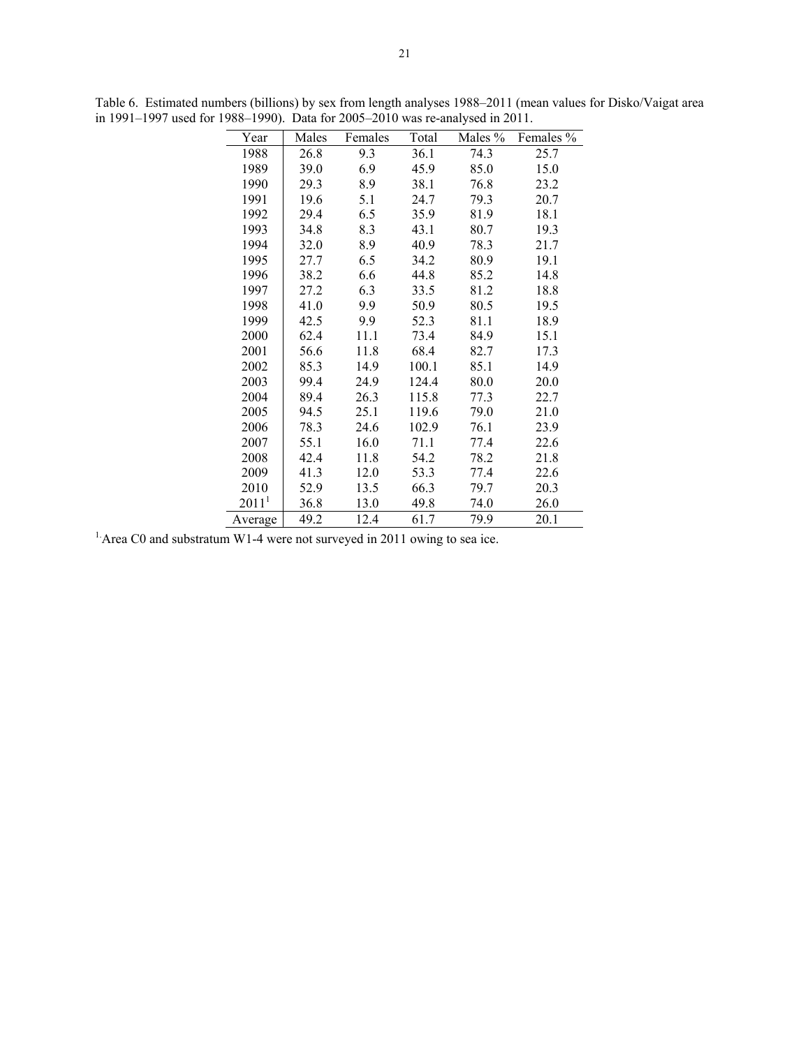Table 6. Estimated numbers (billions) by sex from length analyses 1988–2011 (mean values for Disko/Vaigat area in 1991–1997 used for 1988–1990). Data for 2005–2010 was re-analysed in 2011.

| Year | Males | Females | Total | Males % | Females % |
|---|---|---|---|---|---|
| 1988 | 26.8 | 9.3 | 36.1 | 74.3 | 25.7 |
| 1989 | 39.0 | 6.9 | 45.9 | 85.0 | 15.0 |
| 1990 | 29.3 | 8.9 | 38.1 | 76.8 | 23.2 |
| 1991 | 19.6 | 5.1 | 24.7 | 79.3 | 20.7 |
| 1992 | 29.4 | 6.5 | 35.9 | 81.9 | 18.1 |
| 1993 | 34.8 | 8.3 | 43.1 | 80.7 | 19.3 |
| 1994 | 32.0 | 8.9 | 40.9 | 78.3 | 21.7 |
| 1995 | 27.7 | 6.5 | 34.2 | 80.9 | 19.1 |
| 1996 | 38.2 | 6.6 | 44.8 | 85.2 | 14.8 |
| 1997 | 27.2 | 6.3 | 33.5 | 81.2 | 18.8 |
| 1998 | 41.0 | 9.9 | 50.9 | 80.5 | 19.5 |
| 1999 | 42.5 | 9.9 | 52.3 | 81.1 | 18.9 |
| 2000 | 62.4 | 11.1 | 73.4 | 84.9 | 15.1 |
| 2001 | 56.6 | 11.8 | 68.4 | 82.7 | 17.3 |
| 2002 | 85.3 | 14.9 | 100.1 | 85.1 | 14.9 |
| 2003 | 99.4 | 24.9 | 124.4 | 80.0 | 20.0 |
| 2004 | 89.4 | 26.3 | 115.8 | 77.3 | 22.7 |
| 2005 | 94.5 | 25.1 | 119.6 | 79.0 | 21.0 |
| 2006 | 78.3 | 24.6 | 102.9 | 76.1 | 23.9 |
| 2007 | 55.1 | 16.0 | 71.1 | 77.4 | 22.6 |
| 2008 | 42.4 | 11.8 | 54.2 | 78.2 | 21.8 |
| 2009 | 41.3 | 12.0 | 53.3 | 77.4 | 22.6 |
| 2010 | 52.9 | 13.5 | 66.3 | 79.7 | 20.3 |
| 2011[1] | 36.8 | 13.0 | 49.8 | 74.0 | 26.0 |
| Average | 49.2 | 12.4 | 61.7 | 79.9 | 20.1 |

[1] Area C0 and substratum W1-4 were not surveyed in 2011 owing to sea ice.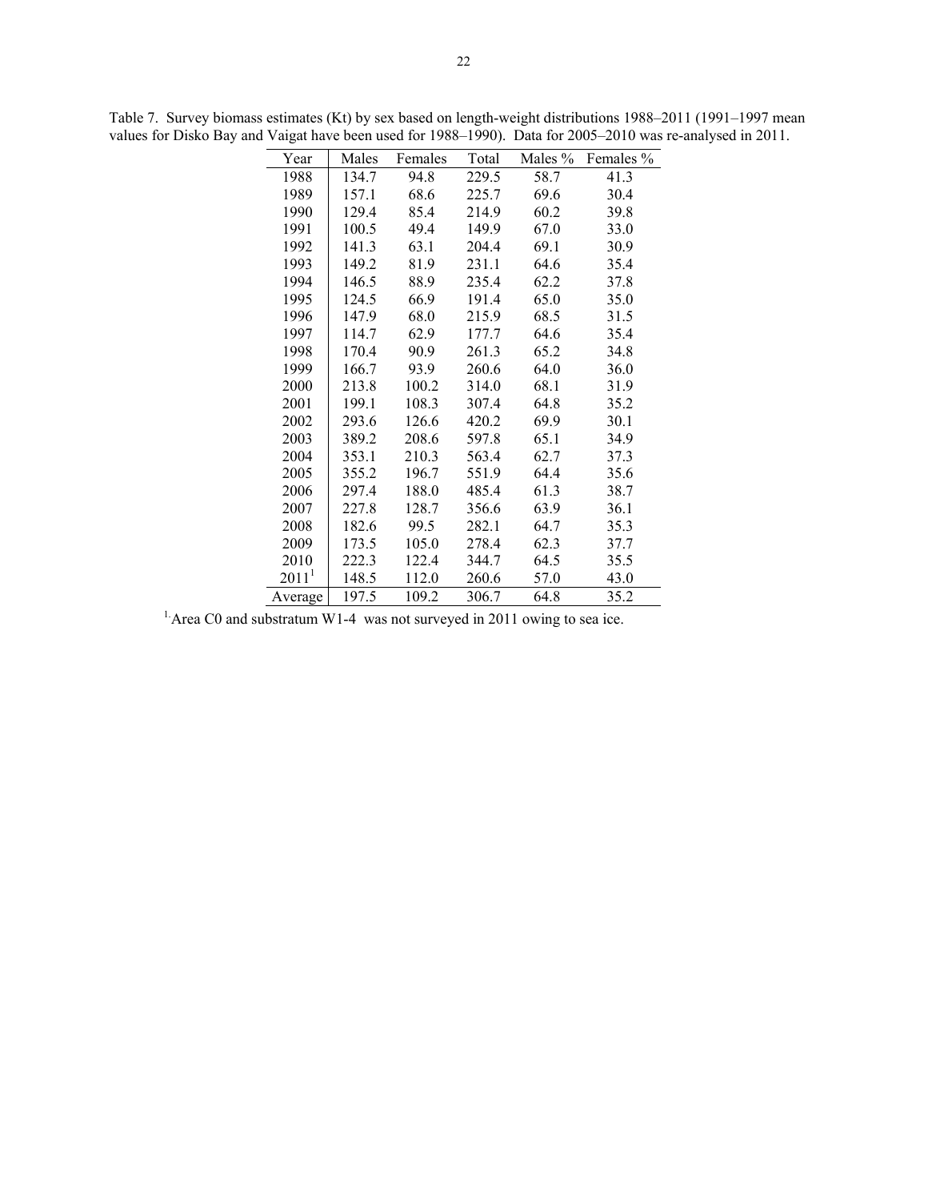Table 7. Survey biomass estimates (Kt) by sex based on length-weight distributions 1988–2011 (1991–1997 mean values for Disko Bay and Vaigat have been used for 1988–1990). Data for 2005–2010 was re-analysed in 2011.

| Year | Males | Females | Total | Males % | Females % |
|---|---|---|---|---|---|
| 1988 | 134.7 | 94.8 | 229.5 | 58.7 | 41.3 |
| 1989 | 157.1 | 68.6 | 225.7 | 69.6 | 30.4 |
| 1990 | 129.4 | 85.4 | 214.9 | 60.2 | 39.8 |
| 1991 | 100.5 | 49.4 | 149.9 | 67.0 | 33.0 |
| 1992 | 141.3 | 63.1 | 204.4 | 69.1 | 30.9 |
| 1993 | 149.2 | 81.9 | 231.1 | 64.6 | 35.4 |
| 1994 | 146.5 | 88.9 | 235.4 | 62.2 | 37.8 |
| 1995 | 124.5 | 66.9 | 191.4 | 65.0 | 35.0 |
| 1996 | 147.9 | 68.0 | 215.9 | 68.5 | 31.5 |
| 1997 | 114.7 | 62.9 | 177.7 | 64.6 | 35.4 |
| 1998 | 170.4 | 90.9 | 261.3 | 65.2 | 34.8 |
| 1999 | 166.7 | 93.9 | 260.6 | 64.0 | 36.0 |
| 2000 | 213.8 | 100.2 | 314.0 | 68.1 | 31.9 |
| 2001 | 199.1 | 108.3 | 307.4 | 64.8 | 35.2 |
| 2002 | 293.6 | 126.6 | 420.2 | 69.9 | 30.1 |
| 2003 | 389.2 | 208.6 | 597.8 | 65.1 | 34.9 |
| 2004 | 353.1 | 210.3 | 563.4 | 62.7 | 37.3 |
| 2005 | 355.2 | 196.7 | 551.9 | 64.4 | 35.6 |
| 2006 | 297.4 | 188.0 | 485.4 | 61.3 | 38.7 |
| 2007 | 227.8 | 128.7 | 356.6 | 63.9 | 36.1 |
| 2008 | 182.6 | 99.5 | 282.1 | 64.7 | 35.3 |
| 2009 | 173.5 | 105.0 | 278.4 | 62.3 | 37.7 |
| 2010 | 222.3 | 122.4 | 344.7 | 64.5 | 35.5 |
| 2011[1] | 148.5 | 112.0 | 260.6 | 57.0 | 43.0 |
| Average | 197.5 | 109.2 | 306.7 | 64.8 | 35.2 |

[1] Area C0 and substratum W1-4 was not surveyed in 2011 owing to sea ice.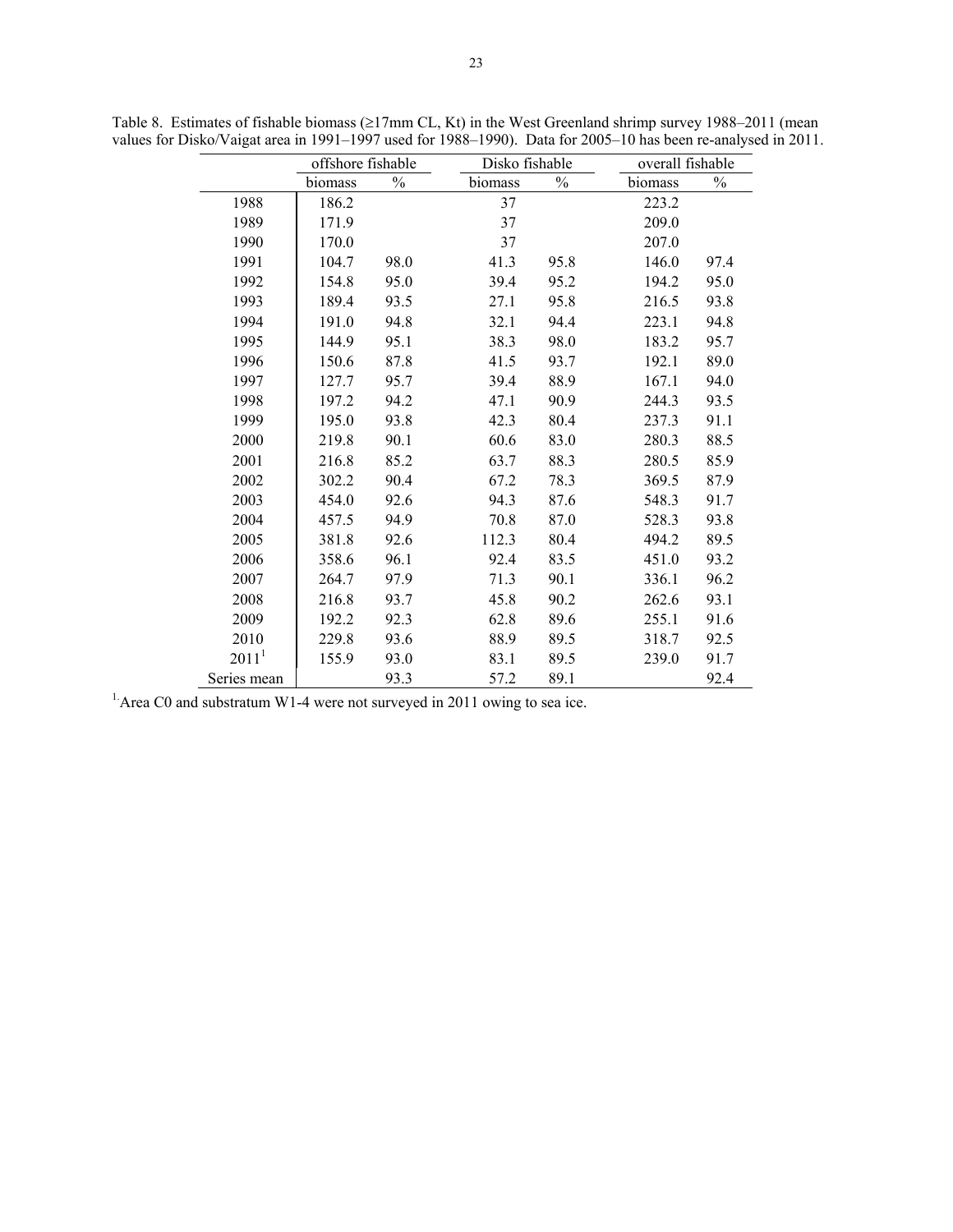Table 8. Estimates of fishable biomass (≥17mm CL, Kt) in the West Greenland shrimp survey 1988–2011 (mean values for Disko/Vaigat area in 1991–1997 used for 1988–1990). Data for 2005–10 has been re-analysed in 2011.

| | offshore fishable | | Disko fishable | | overall fishable | |
|---|---|---|---|---|---|---|
| | biomass | % | biomass | % | biomass | % |
| 1988 | 186.2 | | 37 | | 223.2 | |
| 1989 | 171.9 | | 37 | | 209.0 | |
| 1990 | 170.0 | | 37 | | 207.0 | |
| 1991 | 104.7 | 98.0 | 41.3 | 95.8 | 146.0 | 97.4 |
| 1992 | 154.8 | 95.0 | 39.4 | 95.2 | 194.2 | 95.0 |
| 1993 | 189.4 | 93.5 | 27.1 | 95.8 | 216.5 | 93.8 |
| 1994 | 191.0 | 94.8 | 32.1 | 94.4 | 223.1 | 94.8 |
| 1995 | 144.9 | 95.1 | 38.3 | 98.0 | 183.2 | 95.7 |
| 1996 | 150.6 | 87.8 | 41.5 | 93.7 | 192.1 | 89.0 |
| 1997 | 127.7 | 95.7 | 39.4 | 88.9 | 167.1 | 94.0 |
| 1998 | 197.2 | 94.2 | 47.1 | 90.9 | 244.3 | 93.5 |
| 1999 | 195.0 | 93.8 | 42.3 | 80.4 | 237.3 | 91.1 |
| 2000 | 219.8 | 90.1 | 60.6 | 83.0 | 280.3 | 88.5 |
| 2001 | 216.8 | 85.2 | 63.7 | 88.3 | 280.5 | 85.9 |
| 2002 | 302.2 | 90.4 | 67.2 | 78.3 | 369.5 | 87.9 |
| 2003 | 454.0 | 92.6 | 94.3 | 87.6 | 548.3 | 91.7 |
| 2004 | 457.5 | 94.9 | 70.8 | 87.0 | 528.3 | 93.8 |
| 2005 | 381.8 | 92.6 | 112.3 | 80.4 | 494.2 | 89.5 |
| 2006 | 358.6 | 96.1 | 92.4 | 83.5 | 451.0 | 93.2 |
| 2007 | 264.7 | 97.9 | 71.3 | 90.1 | 336.1 | 96.2 |
| 2008 | 216.8 | 93.7 | 45.8 | 90.2 | 262.6 | 93.1 |
| 2009 | 192.2 | 92.3 | 62.8 | 89.6 | 255.1 | 91.6 |
| 2010 | 229.8 | 93.6 | 88.9 | 89.5 | 318.7 | 92.5 |
| 2011[1] | 155.9 | 93.0 | 83.1 | 89.5 | 239.0 | 91.7 |
| Series mean | | 93.3 | 57.2 | 89.1 | | 92.4 |

[1] Area C0 and substratum W1-4 were not surveyed in 2011 owing to sea ice.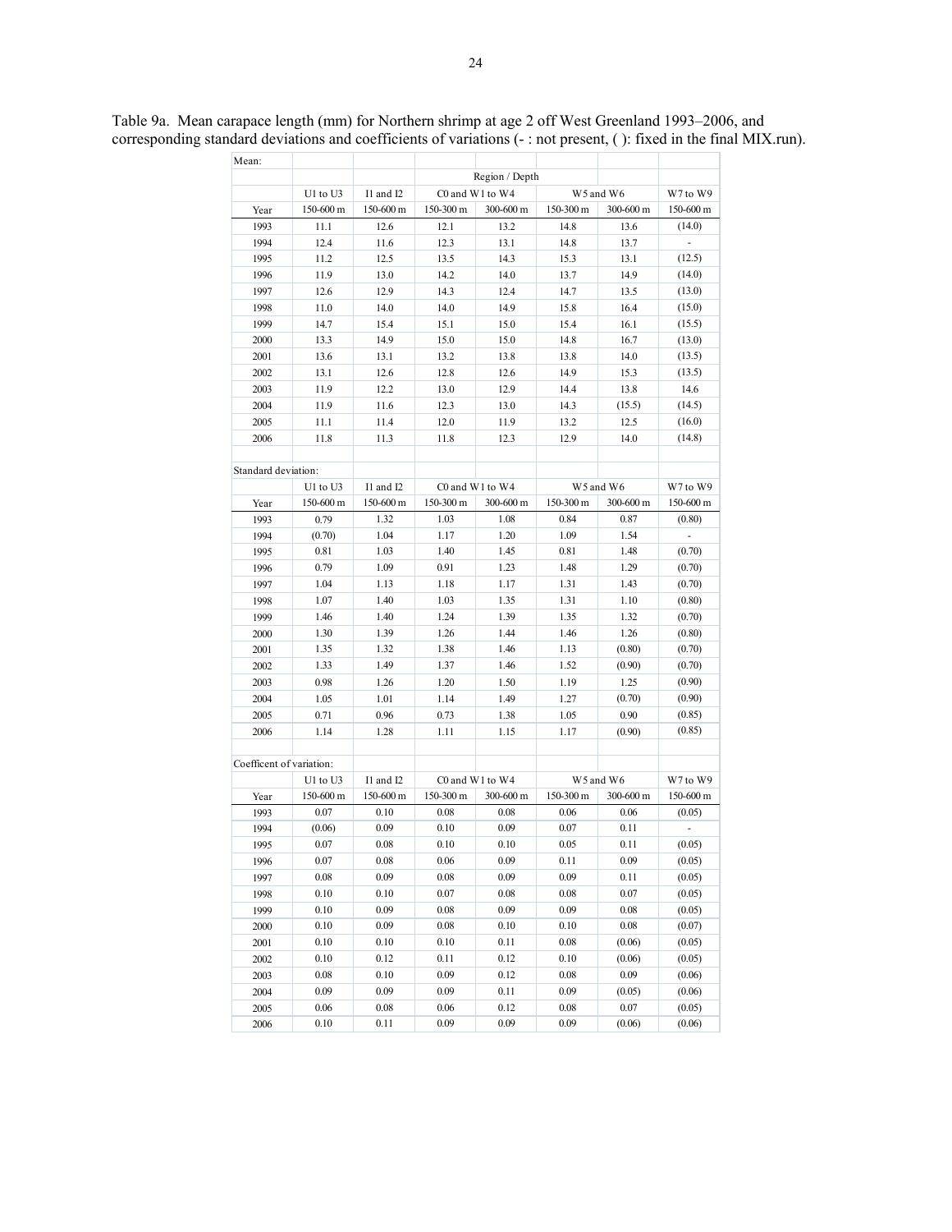Table 9a. Mean carapace length (mm) for Northern shrimp at age 2 off West Greenland 1993–2006, and corresponding standard deviations and coefficients of variations (- : not present, ( ): fixed in the final MIX.run).

| Mean: | | | | | | | |
|---|---|---|---|---|---|---|---|
| | Region / Depth | | | | | | |
| | U1 to U3 | I1 and I2 | C0 and W1 to W4 | | W5 and W6 | | W7 to W9 |
| Year | 150-600 m | 150-600 m | 150-300 m | 300-600 m | 150-300 m | 300-600 m | 150-600 m |
| 1993 | 11.1 | 12.6 | 12.1 | 13.2 | 14.8 | 13.6 | (14.0) |
| 1994 | 12.4 | 11.6 | 12.3 | 13.1 | 14.8 | 13.7 | - |
| 1995 | 11.2 | 12.5 | 13.5 | 14.3 | 15.3 | 13.1 | (12.5) |
| 1996 | 11.9 | 13.0 | 14.2 | 14.0 | 13.7 | 14.9 | (14.0) |
| 1997 | 12.6 | 12.9 | 14.3 | 12.4 | 14.7 | 13.5 | (13.0) |
| 1998 | 11.0 | 14.0 | 14.0 | 14.9 | 15.8 | 16.4 | (15.0) |
| 1999 | 14.7 | 15.4 | 15.1 | 15.0 | 15.4 | 16.1 | (15.5) |
| 2000 | 13.3 | 14.9 | 15.0 | 15.0 | 14.8 | 16.7 | (13.0) |
| 2001 | 13.6 | 13.1 | 13.2 | 13.8 | 13.8 | 14.0 | (13.5) |
| 2002 | 13.1 | 12.6 | 12.8 | 12.6 | 14.9 | 15.3 | (13.5) |
| 2003 | 11.9 | 12.2 | 13.0 | 12.9 | 14.4 | 13.8 | 14.6 |
| 2004 | 11.9 | 11.6 | 12.3 | 13.0 | 14.3 | (15.5) | (14.5) |
| 2005 | 11.1 | 11.4 | 12.0 | 11.9 | 13.2 | 12.5 | (16.0) |
| 2006 | 11.8 | 11.3 | 11.8 | 12.3 | 12.9 | 14.0 | (14.8) |
| | | | | | | | |
| Standard deviation: | | | | | | | |
| | U1 to U3 | I1 and I2 | C0 and W1 to W4 | | W5 and W6 | | W7 to W9 |
| Year | 150-600 m | 150-600 m | 150-300 m | 300-600 m | 150-300 m | 300-600 m | 150-600 m |
| 1993 | 0.79 | 1.32 | 1.03 | 1.08 | 0.84 | 0.87 | (0.80) |
| 1994 | (0.70) | 1.04 | 1.17 | 1.20 | 1.09 | 1.54 | - |
| 1995 | 0.81 | 1.03 | 1.40 | 1.45 | 0.81 | 1.48 | (0.70) |
| 1996 | 0.79 | 1.09 | 0.91 | 1.23 | 1.48 | 1.29 | (0.70) |
| 1997 | 1.04 | 1.13 | 1.18 | 1.17 | 1.31 | 1.43 | (0.70) |
| 1998 | 1.07 | 1.40 | 1.03 | 1.35 | 1.31 | 1.10 | (0.80) |
| 1999 | 1.46 | 1.40 | 1.24 | 1.39 | 1.35 | 1.32 | (0.70) |
| 2000 | 1.30 | 1.39 | 1.26 | 1.44 | 1.46 | 1.26 | (0.80) |
| 2001 | 1.35 | 1.32 | 1.38 | 1.46 | 1.13 | (0.80) | (0.70) |
| 2002 | 1.33 | 1.49 | 1.37 | 1.46 | 1.52 | (0.90) | (0.70) |
| 2003 | 0.98 | 1.26 | 1.20 | 1.50 | 1.19 | 1.25 | (0.90) |
| 2004 | 1.05 | 1.01 | 1.14 | 1.49 | 1.27 | (0.70) | (0.90) |
| 2005 | 0.71 | 0.96 | 0.73 | 1.38 | 1.05 | 0.90 | (0.85) |
| 2006 | 1.14 | 1.28 | 1.11 | 1.15 | 1.17 | (0.90) | (0.85) |
| | | | | | | | |
| Coefficent of variation: | | | | | | | |
| | U1 to U3 | I1 and I2 | C0 and W1 to W4 | | W5 and W6 | | W7 to W9 |
| Year | 150-600 m | 150-600 m | 150-300 m | 300-600 m | 150-300 m | 300-600 m | 150-600 m |
| 1993 | 0.07 | 0.10 | 0.08 | 0.08 | 0.06 | 0.06 | (0.05) |
| 1994 | (0.06) | 0.09 | 0.10 | 0.09 | 0.07 | 0.11 | - |
| 1995 | 0.07 | 0.08 | 0.10 | 0.10 | 0.05 | 0.11 | (0.05) |
| 1996 | 0.07 | 0.08 | 0.06 | 0.09 | 0.11 | 0.09 | (0.05) |
| 1997 | 0.08 | 0.09 | 0.08 | 0.09 | 0.09 | 0.11 | (0.05) |
| 1998 | 0.10 | 0.10 | 0.07 | 0.08 | 0.08 | 0.07 | (0.05) |
| 1999 | 0.10 | 0.09 | 0.08 | 0.09 | 0.09 | 0.08 | (0.05) |
| 2000 | 0.10 | 0.09 | 0.08 | 0.10 | 0.10 | 0.08 | (0.07) |
| 2001 | 0.10 | 0.10 | 0.10 | 0.11 | 0.08 | (0.06) | (0.05) |
| 2002 | 0.10 | 0.12 | 0.11 | 0.12 | 0.10 | (0.06) | (0.05) |
| 2003 | 0.08 | 0.10 | 0.09 | 0.12 | 0.08 | 0.09 | (0.06) |
| 2004 | 0.09 | 0.09 | 0.09 | 0.11 | 0.09 | (0.05) | (0.06) |
| 2005 | 0.06 | 0.08 | 0.06 | 0.12 | 0.08 | 0.07 | (0.05) |
| 2006 | 0.10 | 0.11 | 0.09 | 0.09 | 0.09 | (0.06) | (0.06) |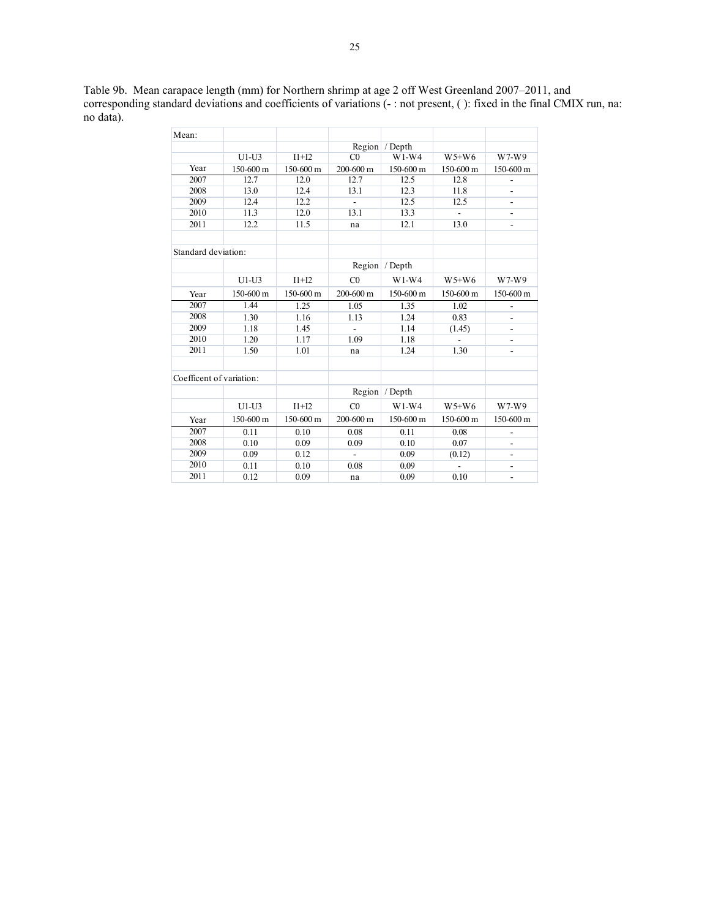Table 9b. Mean carapace length (mm) for Northern shrimp at age 2 off West Greenland 2007–2011, and corresponding standard deviations and coefficients of variations (- : not present, ( ): fixed in the final CMIX run, na: no data).

Mean:

| | Region / Depth | | | | | |
|---|---|---|---|---|---|---|
| | U1-U3 | I1+I2 | C0 | W1-W4 | W5+W6 | W7-W9 |
| Year | 150-600 m | 150-600 m | 200-600 m | 150-600 m | 150-600 m | 150-600 m |
| 2007 | 12.7 | 12.0 | 12.7 | 12.5 | 12.8 | - |
| 2008 | 13.0 | 12.4 | 13.1 | 12.3 | 11.8 | - |
| 2009 | 12.4 | 12.2 | - | 12.5 | 12.5 | - |
| 2010 | 11.3 | 12.0 | 13.1 | 13.3 | - | - |
| 2011 | 12.2 | 11.5 | na | 12.1 | 13.0 | - |

Standard deviation:

| | Region / Depth | | | | | |
|---|---|---|---|---|---|---|
| | U1-U3 | I1+I2 | C0 | W1-W4 | W5+W6 | W7-W9 |
| Year | 150-600 m | 150-600 m | 200-600 m | 150-600 m | 150-600 m | 150-600 m |
| 2007 | 1.44 | 1.25 | 1.05 | 1.35 | 1.02 | - |
| 2008 | 1.30 | 1.16 | 1.13 | 1.24 | 0.83 | - |
| 2009 | 1.18 | 1.45 | - | 1.14 | (1.45) | - |
| 2010 | 1.20 | 1.17 | 1.09 | 1.18 | - | - |
| 2011 | 1.50 | 1.01 | na | 1.24 | 1.30 | - |

Coefficent of variation:

| | Region / Depth | | | | | |
|---|---|---|---|---|---|---|
| | U1-U3 | I1+I2 | C0 | W1-W4 | W5+W6 | W7-W9 |
| Year | 150-600 m | 150-600 m | 200-600 m | 150-600 m | 150-600 m | 150-600 m |
| 2007 | 0.11 | 0.10 | 0.08 | 0.11 | 0.08 | - |
| 2008 | 0.10 | 0.09 | 0.09 | 0.10 | 0.07 | - |
| 2009 | 0.09 | 0.12 | - | 0.09 | (0.12) | - |
| 2010 | 0.11 | 0.10 | 0.08 | 0.09 | - | - |
| 2011 | 0.12 | 0.09 | na | 0.09 | 0.10 | - |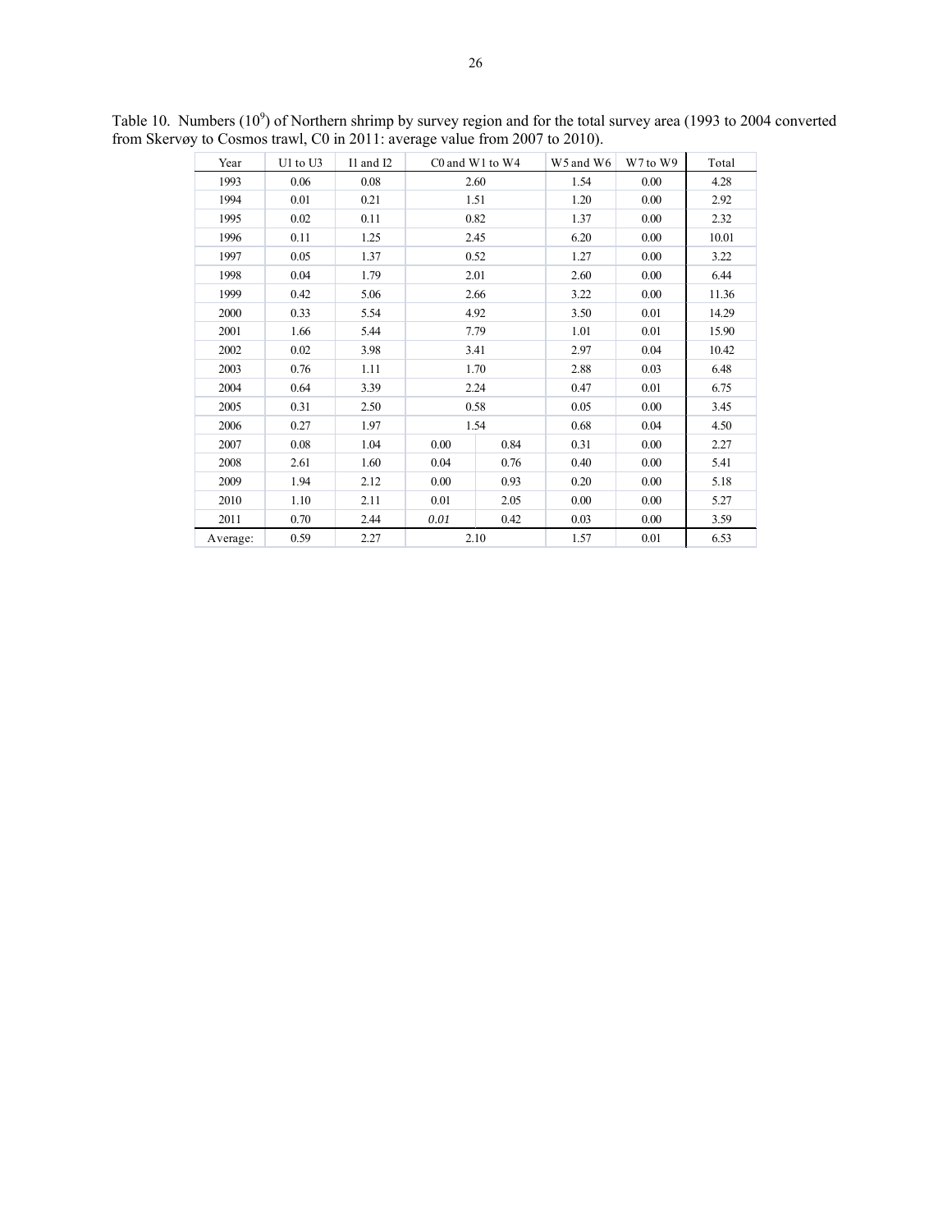Table 10. Numbers ($10^9$) of Northern shrimp by survey region and for the total survey area (1993 to 2004 converted from Skervøy to Cosmos trawl, C0 in 2011: average value from 2007 to 2010).

| Year | U1 to U3 | I1 and I2 | C0 and W1 to W4 | | W5 and W6 | W7 to W9 | Total |
|---|---|---|---|---|---|---|---|
| 1993 | 0.06 | 0.08 | 2.60 | | 1.54 | 0.00 | 4.28 |
| 1994 | 0.01 | 0.21 | 1.51 | | 1.20 | 0.00 | 2.92 |
| 1995 | 0.02 | 0.11 | 0.82 | | 1.37 | 0.00 | 2.32 |
| 1996 | 0.11 | 1.25 | 2.45 | | 6.20 | 0.00 | 10.01 |
| 1997 | 0.05 | 1.37 | 0.52 | | 1.27 | 0.00 | 3.22 |
| 1998 | 0.04 | 1.79 | 2.01 | | 2.60 | 0.00 | 6.44 |
| 1999 | 0.42 | 5.06 | 2.66 | | 3.22 | 0.00 | 11.36 |
| 2000 | 0.33 | 5.54 | 4.92 | | 3.50 | 0.01 | 14.29 |
| 2001 | 1.66 | 5.44 | 7.79 | | 1.01 | 0.01 | 15.90 |
| 2002 | 0.02 | 3.98 | 3.41 | | 2.97 | 0.04 | 10.42 |
| 2003 | 0.76 | 1.11 | 1.70 | | 2.88 | 0.03 | 6.48 |
| 2004 | 0.64 | 3.39 | 2.24 | | 0.47 | 0.01 | 6.75 |
| 2005 | 0.31 | 2.50 | 0.58 | | 0.05 | 0.00 | 3.45 |
| 2006 | 0.27 | 1.97 | 1.54 | | 0.68 | 0.04 | 4.50 |
| 2007 | 0.08 | 1.04 | 0.00 | 0.84 | 0.31 | 0.00 | 2.27 |
| 2008 | 2.61 | 1.60 | 0.04 | 0.76 | 0.40 | 0.00 | 5.41 |
| 2009 | 1.94 | 2.12 | 0.00 | 0.93 | 0.20 | 0.00 | 5.18 |
| 2010 | 1.10 | 2.11 | 0.01 | 2.05 | 0.00 | 0.00 | 5.27 |
| 2011 | 0.70 | 2.44 | *0.01* | 0.42 | 0.03 | 0.00 | 3.59 |
| Average: | 0.59 | 2.27 | 2.10 | | 1.57 | 0.01 | 6.53 |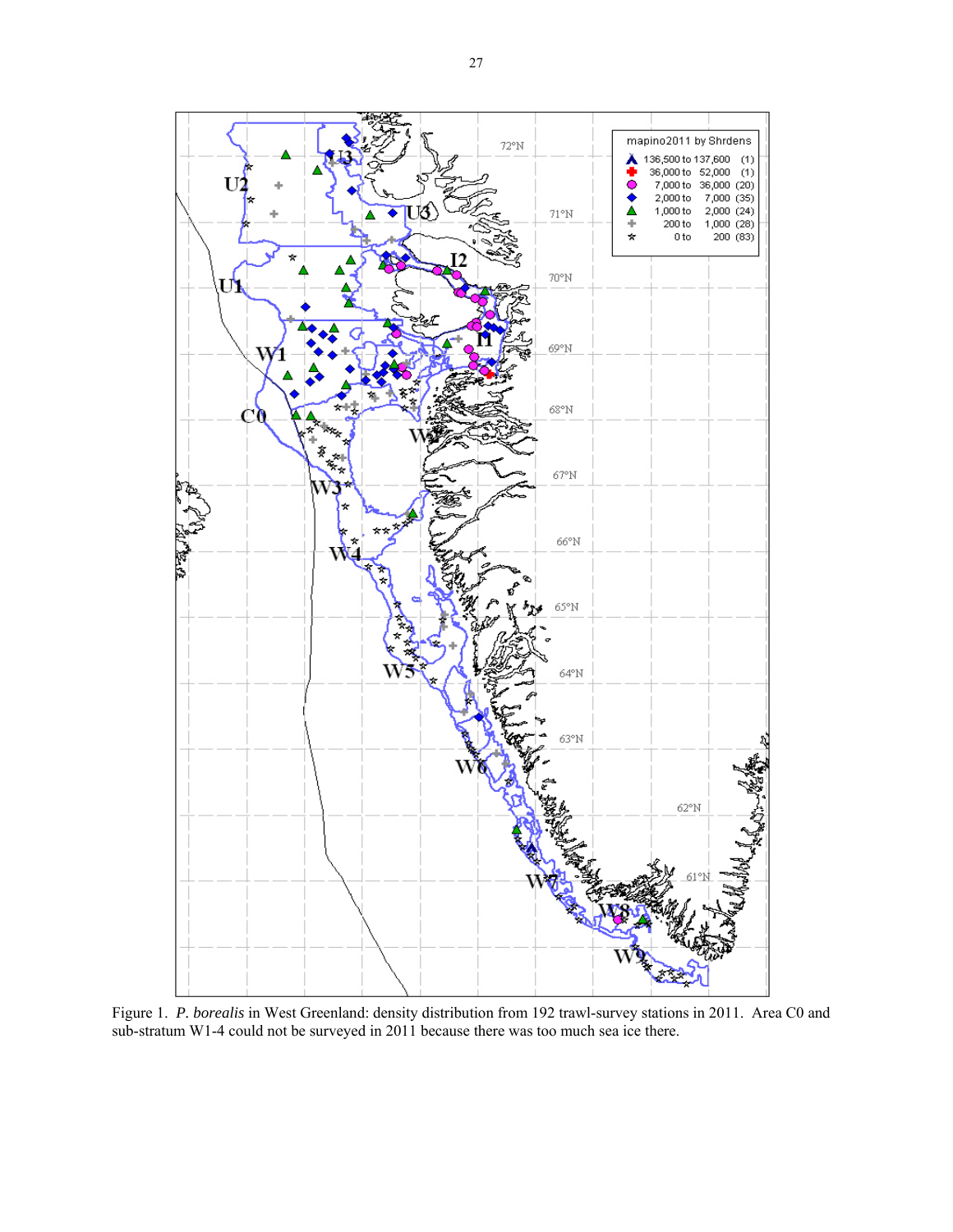mapino2011 by Shrdens

136,500 to 137,600 (1)
36,000 to 52,000 (1)
7,000 to 36,000 (20)
2,000 to 7,000 (35)
1,000 to 2,000 (24)
200 to 1,000 (28)
0 to 200 (83)

72°N
71°N
70°N
69°N
68°N
67°N
66°N
65°N
64°N
63°N
62°N
61°N

U2
U3
U3
U1
I2
I1
W1
C0
W2
W3
W4
W5
W6
W7
W8
W9

Figure 1. *P. borealis* in West Greenland: density distribution from 192 trawl-survey stations in 2011. Area C0 and sub-stratum W1-4 could not be surveyed in 2011 because there was too much sea ice there.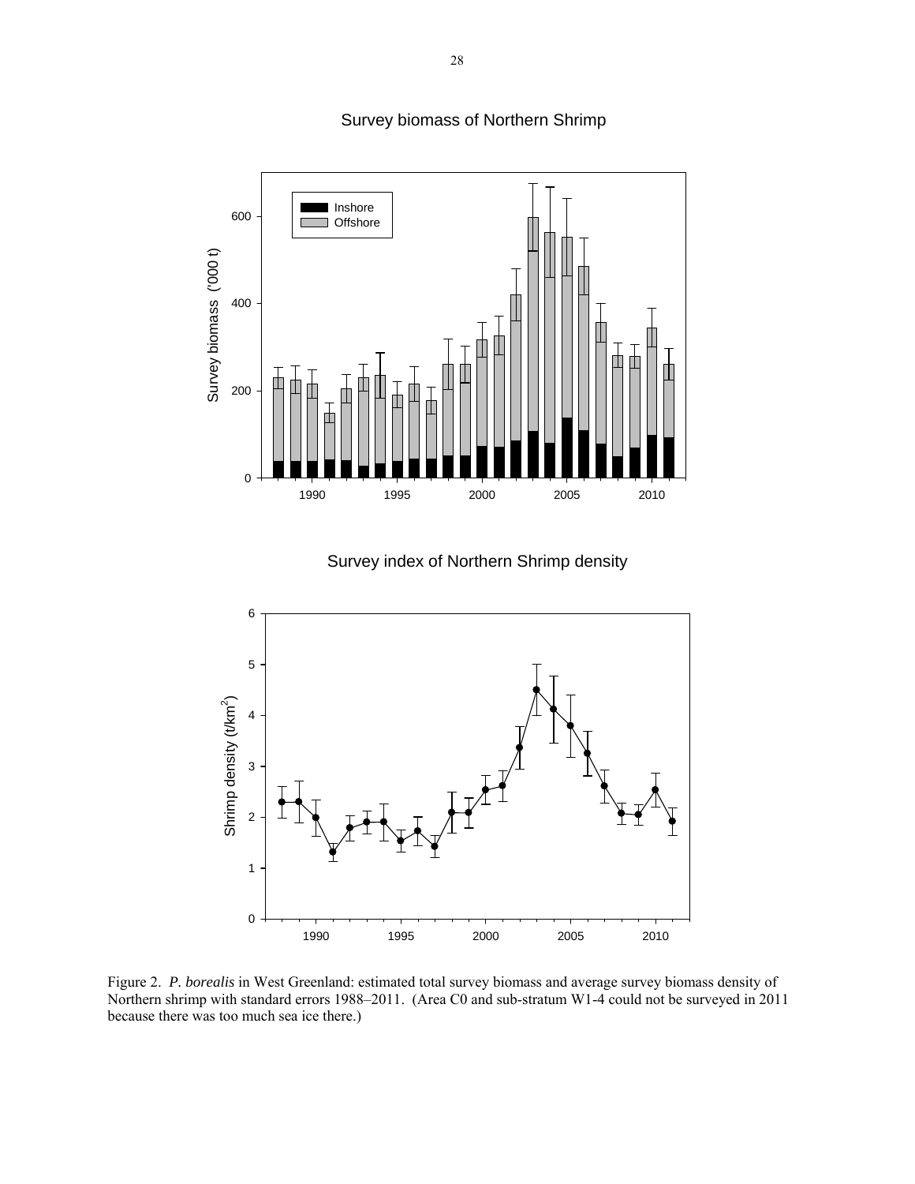Survey biomass of Northern Shrimp

Inshore
Offshore

Survey biomass ('000 t)

0
200
400
600

1990
1995
2000
2005
2010

Survey index of Northern Shrimp density

Shrimp density (t/km$^2$)

0
1
2
3
4
5
6

1990
1995
2000
2005
2010

Figure 2. *P. borealis* in West Greenland: estimated total survey biomass and average survey biomass density of Northern shrimp with standard errors 1988–2011. (Area C0 and sub-stratum W1-4 could not be surveyed in 2011 because there was too much sea ice there.)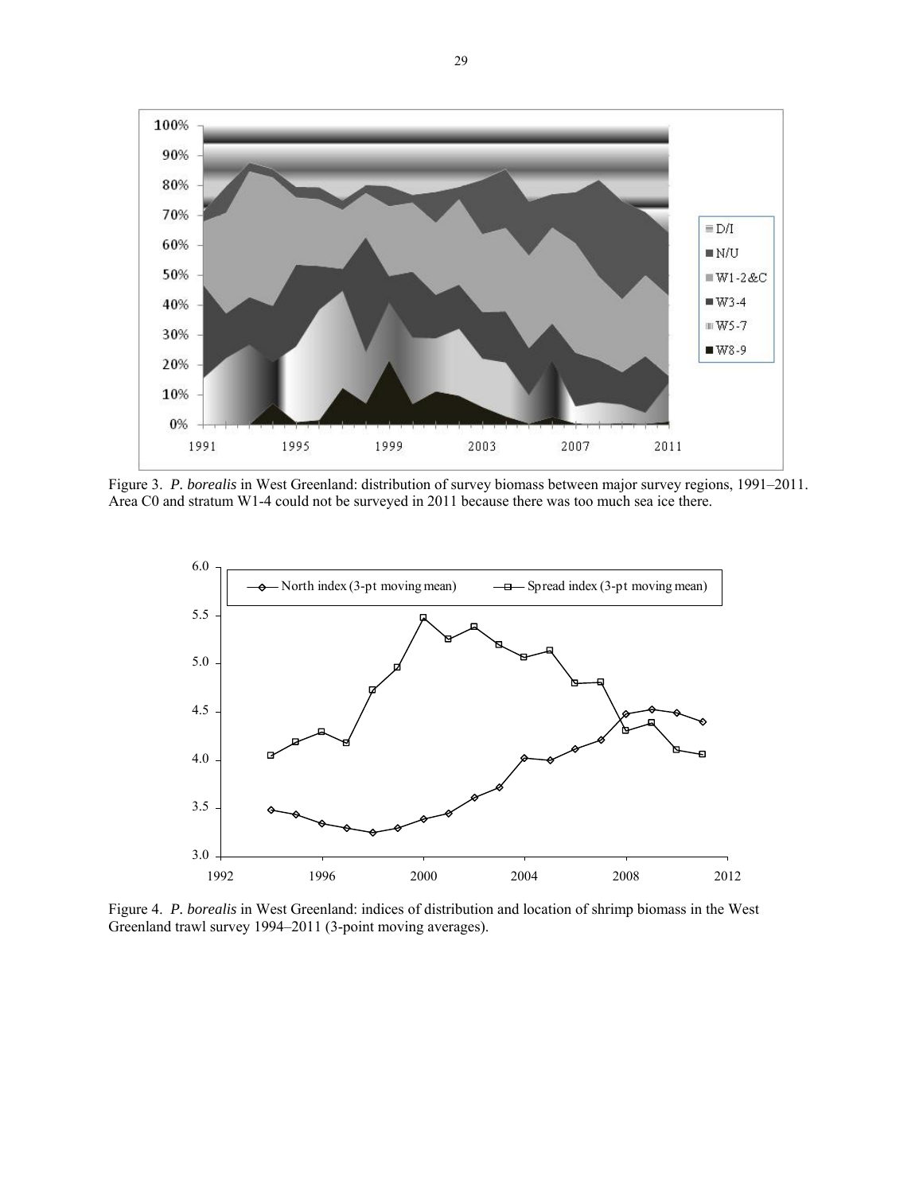100%
90%
80%
70%
60%
50%
40%
30%
20%
10%
0%

1991 1995 1999 2003 2007 2011

D/I
N/U
W1-2&C
W3-4
W5-7
W8-9

Figure 3. *P. borealis* in West Greenland: distribution of survey biomass between major survey regions, 1991–2011. Area C0 and stratum W1-4 could not be surveyed in 2011 because there was too much sea ice there.

North index (3-pt moving mean)
Spread index (3-pt moving mean)

6.0
5.5
5.0
4.5
4.0
3.5
3.0

1992 1996 2000 2004 2008 2012

Figure 4. *P. borealis* in West Greenland: indices of distribution and location of shrimp biomass in the West Greenland trawl survey 1994–2011 (3-point moving averages).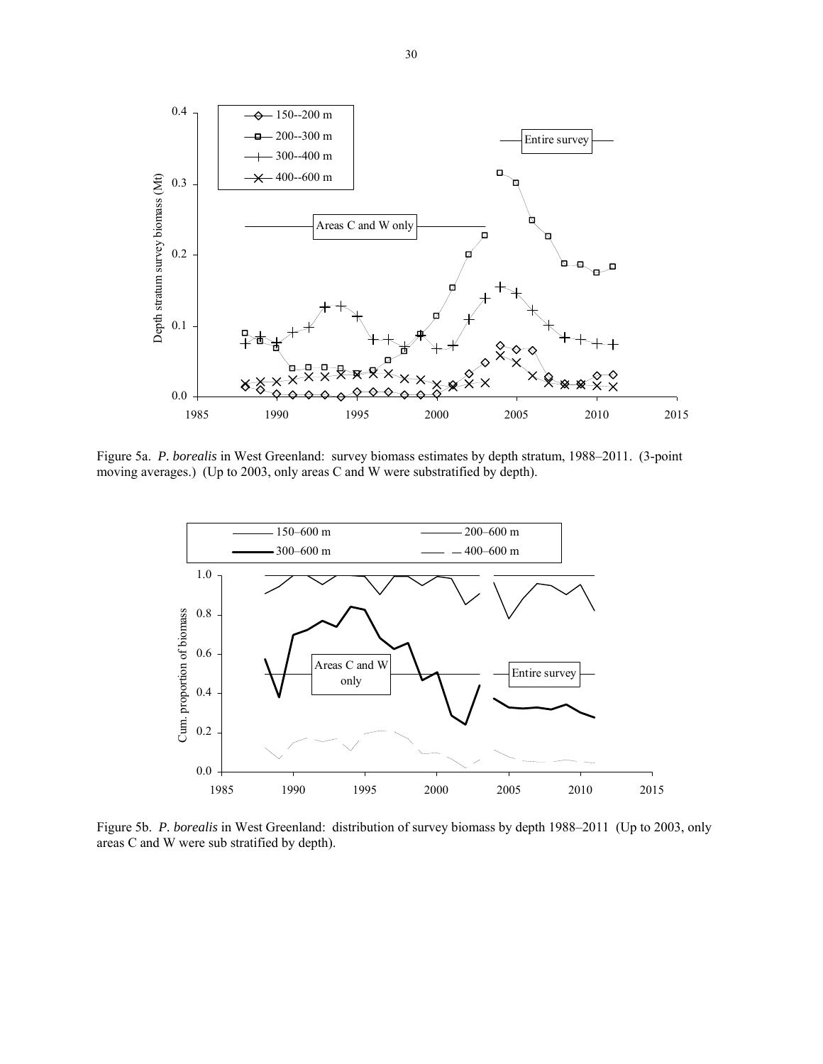0.4

0.3

0.2

0.1

0.0

Depth stratum survey biomass (Mt)

1985 1990 1995 2000 2005 2010 2015

150--200 m

200--300 m

300--400 m

400--600 m

Entire survey

Areas C and W only

Figure 5a. *P. borealis* in West Greenland: survey biomass estimates by depth stratum, 1988–2011. (3-point moving averages.) (Up to 2003, only areas C and W were substratified by depth).

150–600 m

200–600 m

300–600 m

400–600 m

1.0

0.8

0.6

0.4

0.2

0.0

Cum. proportion of biomass

Areas C and W only

Entire survey

1985 1990 1995 2000 2005 2010 2015

Figure 5b. *P. borealis* in West Greenland: distribution of survey biomass by depth 1988–2011 (Up to 2003, only areas C and W were sub stratified by depth).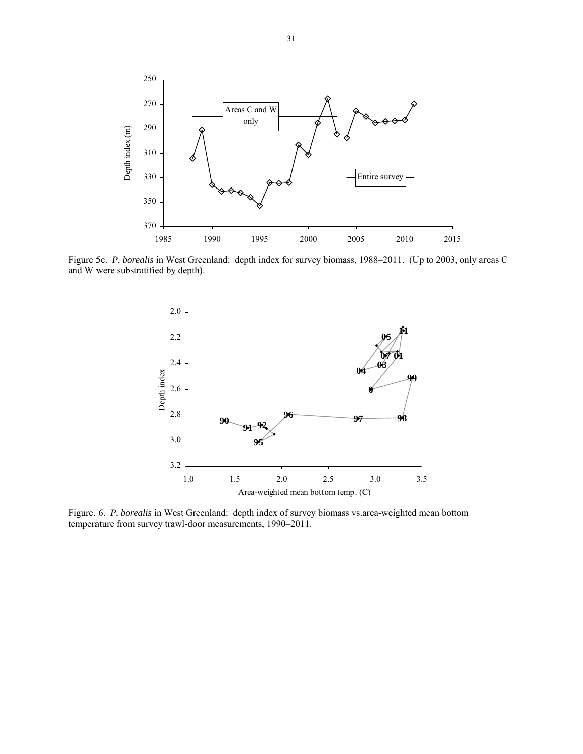250
270
290
310
330
350
370

Depth index (m)

1985 1990 1995 2000 2005 2010 2015

Areas C and W only

Entire survey

Figure 5c. *P. borealis* in West Greenland: depth index for survey biomass, 1988–2011. (Up to 2003, only areas C and W were substratified by depth).

2.0
2.2
2.4
2.6
2.8
3.0
3.2

Depth index

1.0 1.5 2.0 2.5 3.0 3.5

Area-weighted mean bottom temp. (C)

90 91 92 95 96 97 98 99 0 01 03 04 05 07 11

Figure. 6. *P. borealis* in West Greenland: depth index of survey biomass vs.area-weighted mean bottom temperature from survey trawl-door measurements, 1990–2011.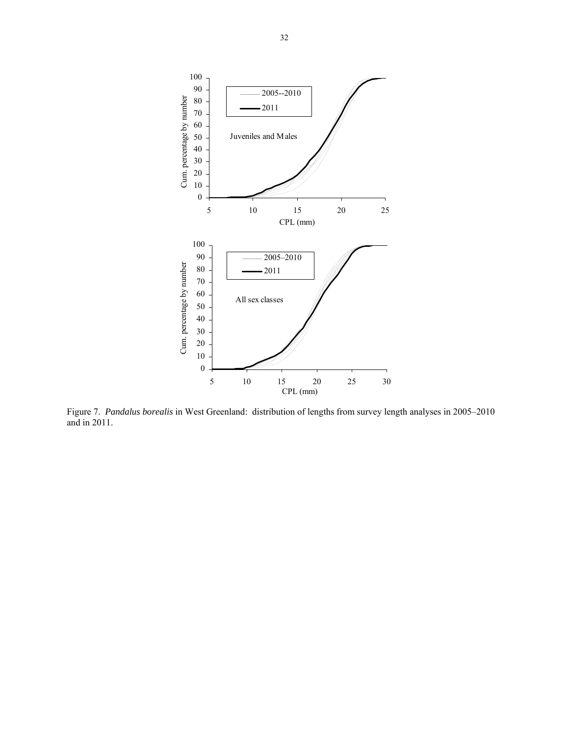Figure 7. *Pandalus borealis* in West Greenland: distribution of lengths from survey length analyses in 2005–2010 and in 2011.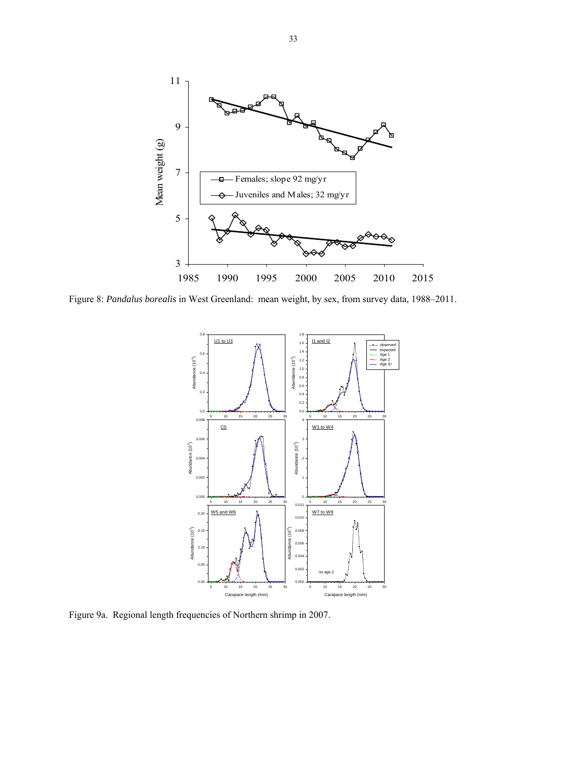11

9

7

5

3

Mean weight (g)

1985 1990 1995 2000 2005 2010 2015

Females; slope 92 mg/yr

Juveniles and Males; 32 mg/yr

Figure 8: *Pandalus borealis* in West Greenland: mean weight, by sex, from survey data, 1988–2011.

U1 to U3

I1 and I2

C0

W1 to W4

W5 and W6

W7 to W9

observed
expected
Age 1
Age 2
Age 3+

no age 2

Abundance (10$^6$)

Carapace length (mm)

Figure 9a. Regional length frequencies of Northern shrimp in 2007.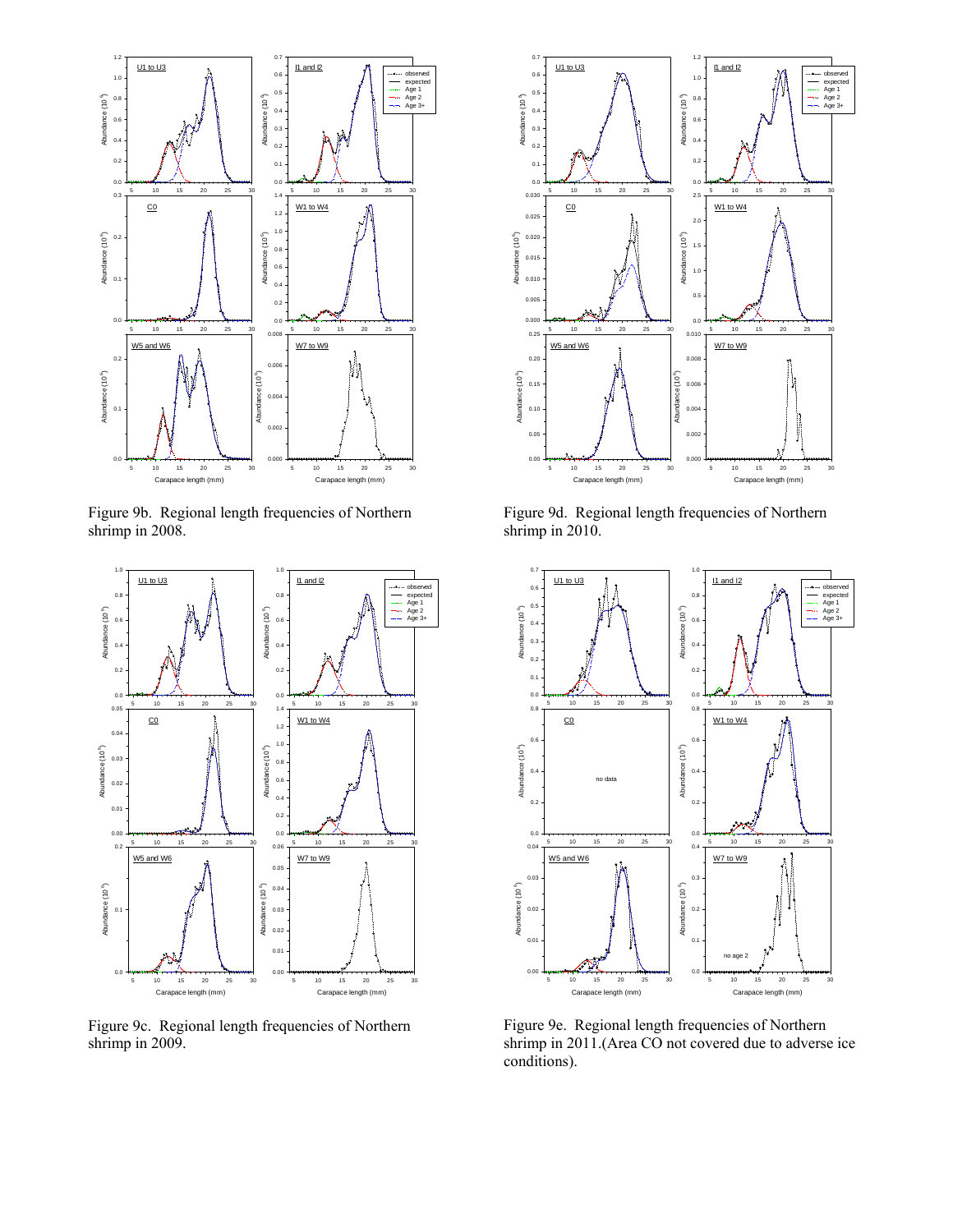U1 to U3

I1 and I2

observed
expected
Age 1
Age 2
Age 3+

C0

W1 to W4

W5 and W6

W7 to W9

Abundance ($10^{-6}$)

Carapace length (mm)

Figure 9b. Regional length frequencies of Northern shrimp in 2008.

U1 to U3

I1 and I2

observed
expected
Age 1
Age 2
Age 3+

C0

W1 to W4

W5 and W6

W7 to W9

Abundance ($10^{-6}$)

Carapace length (mm)

Figure 9d. Regional length frequencies of Northern shrimp in 2010.

U1 to U3

I1 and I2

observed
expected
Age 1
Age 2
Age 3+

C0

W1 to W4

W5 and W6

W7 to W9

Abundance ($10^{-6}$)

Carapace length (mm)

Figure 9c. Regional length frequencies of Northern shrimp in 2009.

U1 to U3

I1 and I2

observed
expected
Age 1
Age 2
Age 3+

C0

no data

W1 to W4

W5 and W6

W7 to W9

no age 2

Abundance ($10^{-6}$)

Carapace length (mm)

Figure 9e. Regional length frequencies of Northern shrimp in 2011.(Area CO not covered due to adverse ice conditions).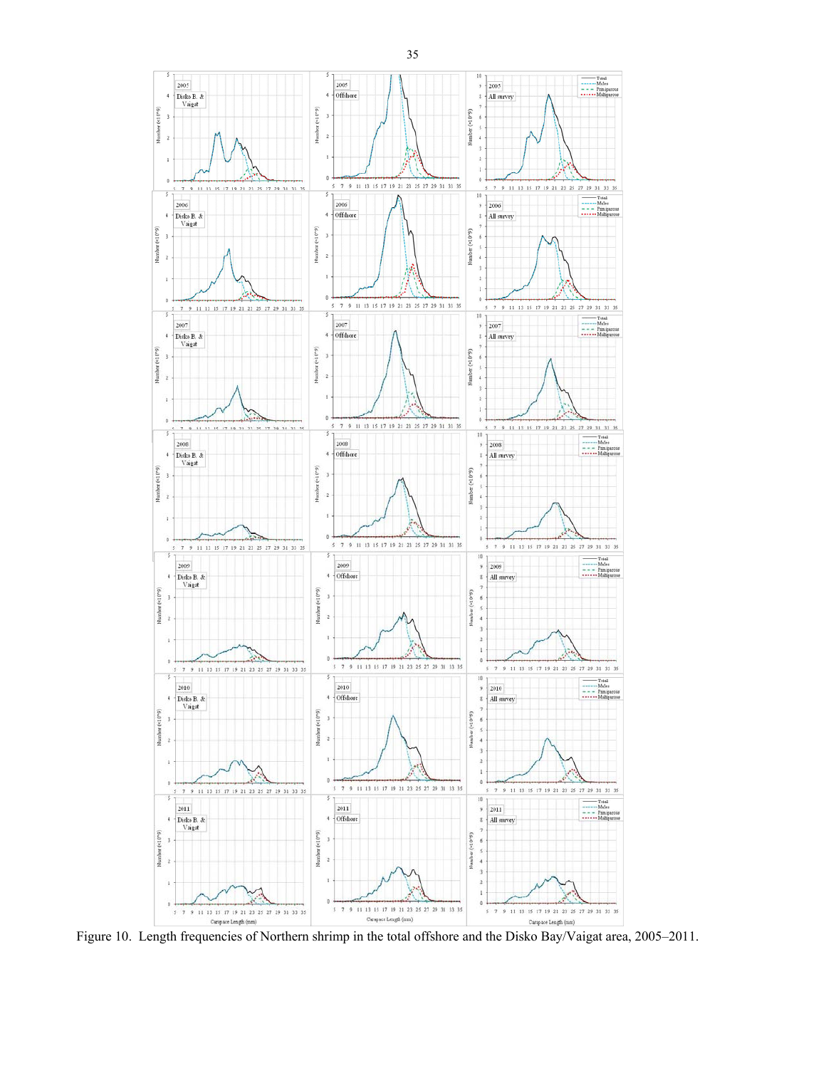2005
Disko B. & Vaigat

2005
Offshore

2005
All survey

Total
Males
Primiparous
Multiparous

2006
Disko B. & Vaigat

2006
Offshore

2006
All survey

2007
Disko B. & Vaigat

2007
Offshore

2007
All survey

2008
Disko B. & Vaigat

2008
Offshore

2008
All survey

2009
Disko B. & Vaigat

2009
Offshore

2009
All survey

2010
Disko B. & Vaigat

2010
Offshore

2010
All survey

2011
Disko B. & Vaigat

2011
Offshore

2011
All survey

Number (×10^9)

Carapace Length (mm)

Figure 10. Length frequencies of Northern shrimp in the total offshore and the Disko Bay/Vaigat area, 2005–2011.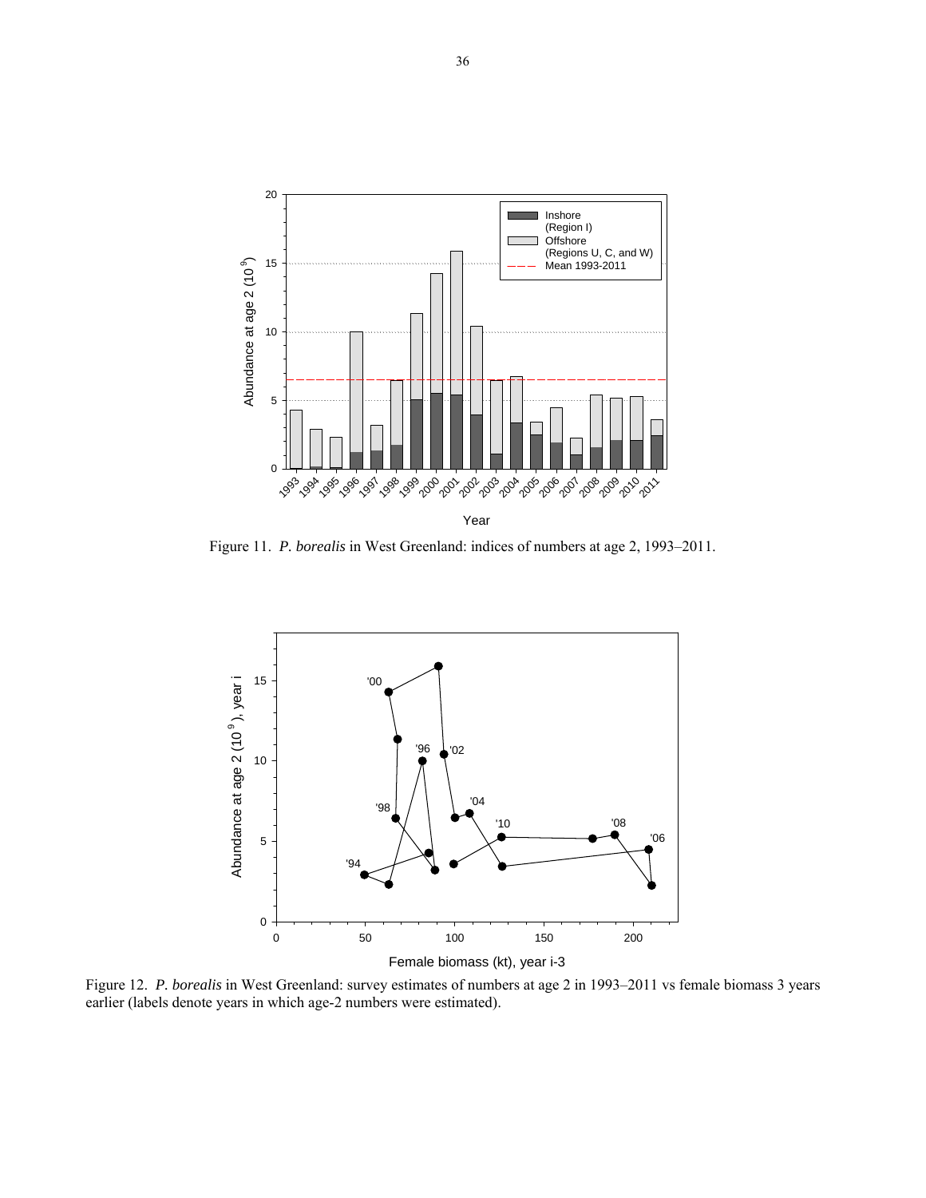20

15

10

5

0

Abundance at age 2 ($10^9$)

Inshore (Region I)

Offshore (Regions U, C, and W)

Mean 1993-2011

1993 1994 1995 1996 1997 1998 1999 2000 2001 2002 2003 2004 2005 2006 2007 2008 2009 2010 2011

Year

Figure 11. *P. borealis* in West Greenland: indices of numbers at age 2, 1993–2011.

Abundance at age 2 ($10^9$), year i

15

10

5

0

'00

'96

'02

'98

'04

'10

'08

'06

'94

0 50 100 150 200

Female biomass (kt), year i-3

Figure 12. *P. borealis* in West Greenland: survey estimates of numbers at age 2 in 1993–2011 vs female biomass 3 years earlier (labels denote years in which age-2 numbers were estimated).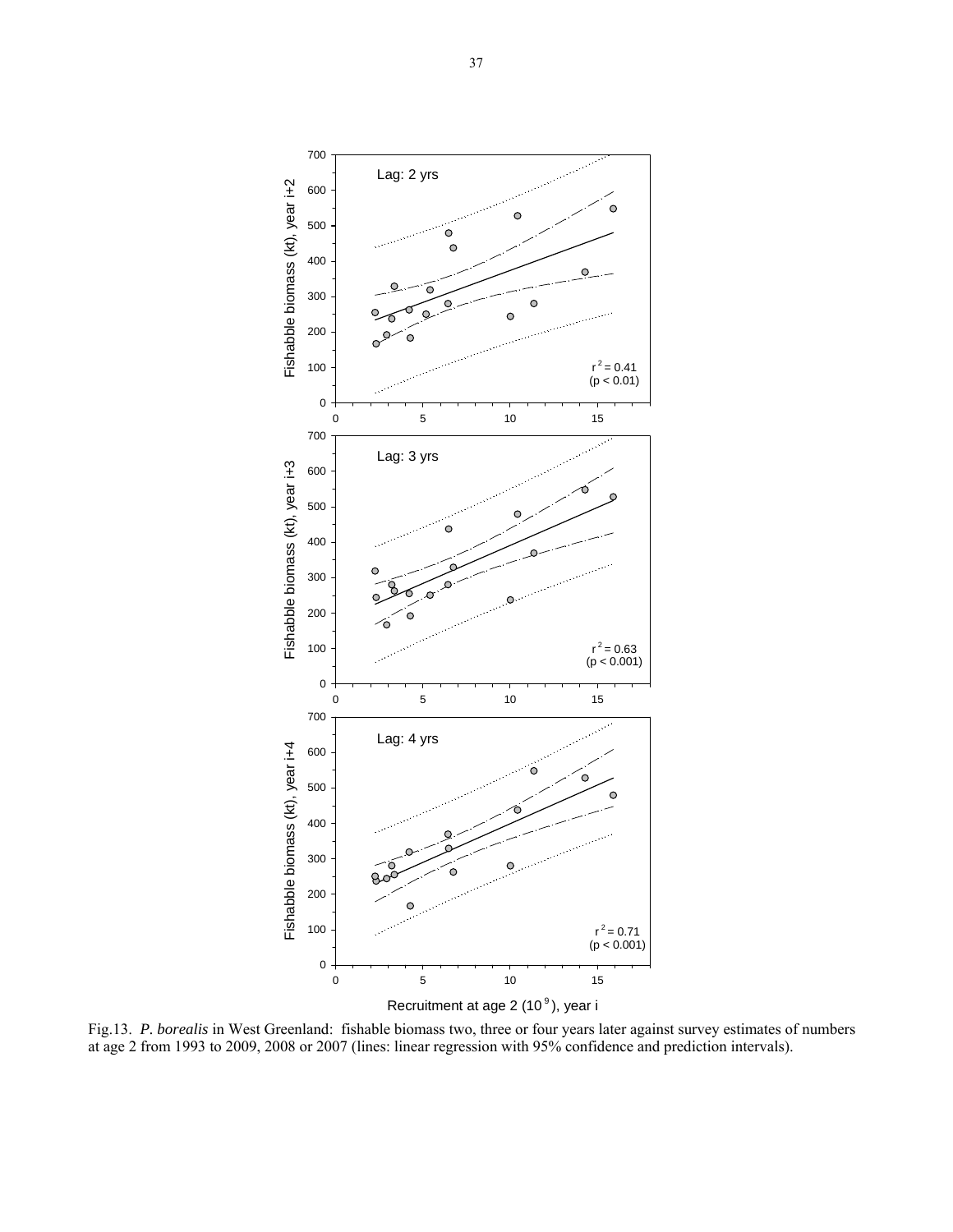Fig.13. *P. borealis* in West Greenland: fishable biomass two, three or four years later against survey estimates of numbers at age 2 from 1993 to 2009, 2008 or 2007 (lines: linear regression with 95% confidence and prediction intervals).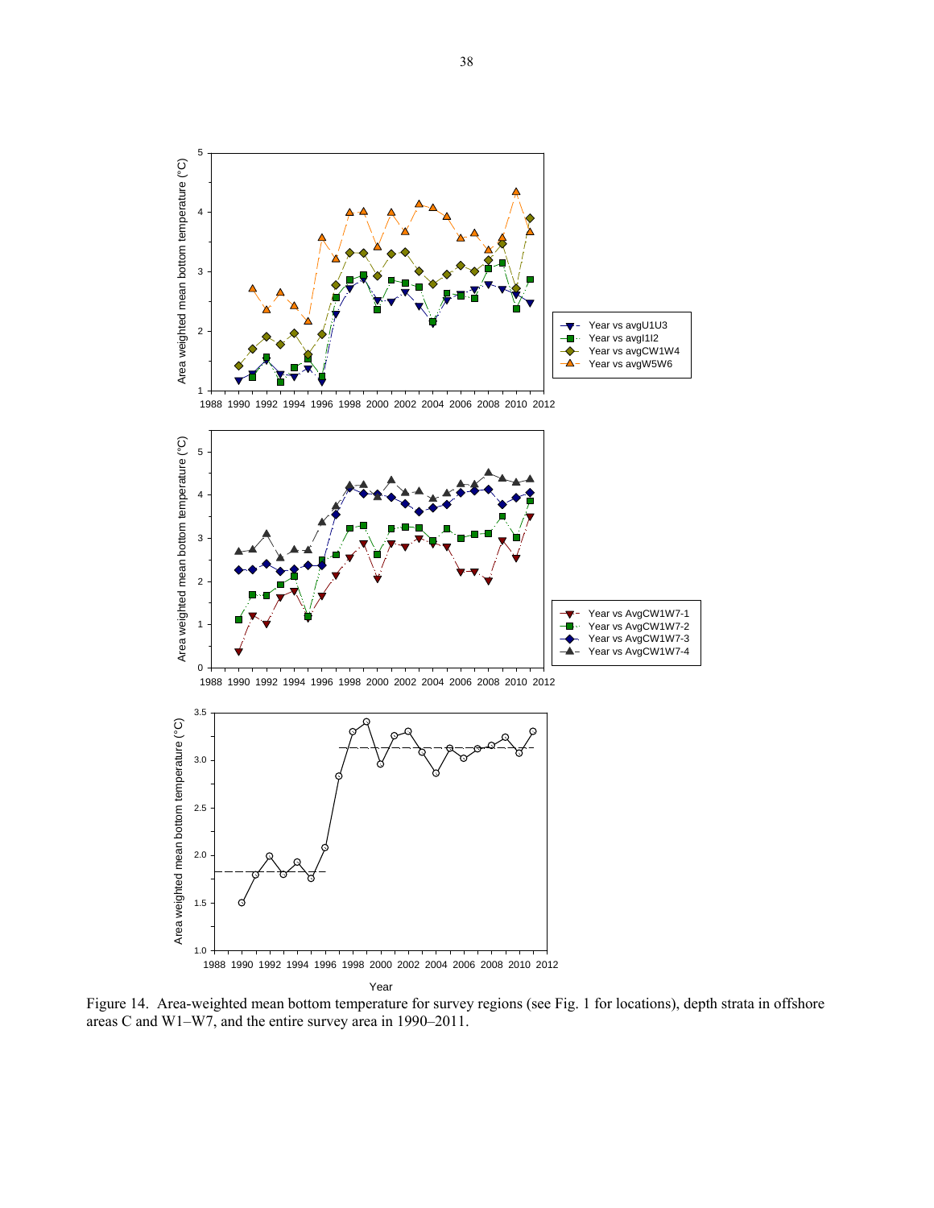Area weighted mean bottom temperature (°C)

5
4
3
2
1

1988 1990 1992 1994 1996 1998 2000 2002 2004 2006 2008 2010 2012

Year vs avgU1U3
Year vs avgI1I2
Year vs avgCW1W4
Year vs avgW5W6

Area weighted mean bottom temperature (°C)

5
4
3
2
1
0

1988 1990 1992 1994 1996 1998 2000 2002 2004 2006 2008 2010 2012

Year vs AvgCW1W7-1
Year vs AvgCW1W7-2
Year vs AvgCW1W7-3
Year vs AvgCW1W7-4

Area weighted mean bottom temperature (°C)

3.5
3.0
2.5
2.0
1.5
1.0

1988 1990 1992 1994 1996 1998 2000 2002 2004 2006 2008 2010 2012

Year

Figure 14. Area-weighted mean bottom temperature for survey regions (see Fig. 1 for locations), depth strata in offshore areas C and W1–W7, and the entire survey area in 1990–2011.